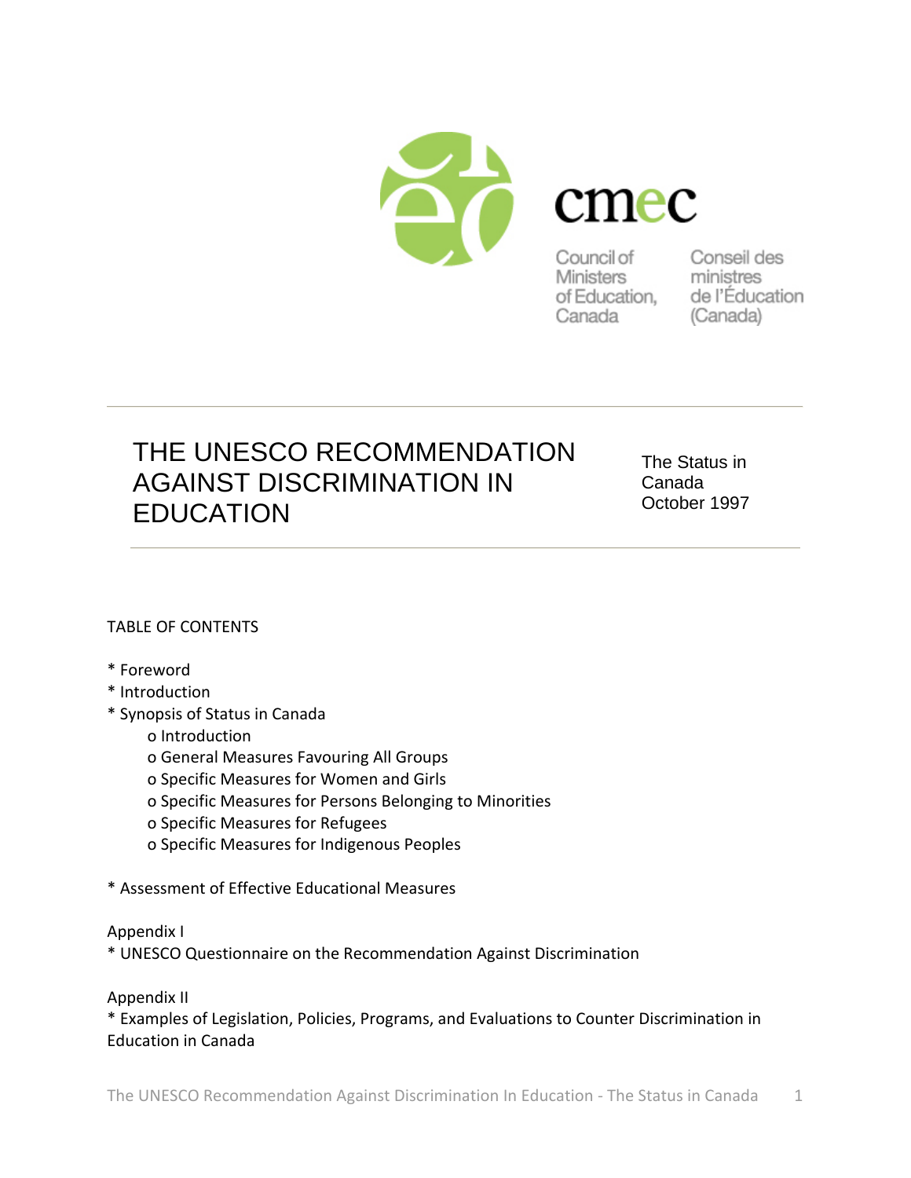cmec

Council of Ministers of Education, Canada

Conseil des ministres de l'Éducation (Canada)

# THE UNESCO RECOMMENDATION AGAINST DISCRIMINATION IN EDUCATION

The Status in Canada
October 1997

TABLE OF CONTENTS

* Foreword
* Introduction
* Synopsis of Status in Canada
    - o Introduction
    - o General Measures Favouring All Groups
    - o Specific Measures for Women and Girls
    - o Specific Measures for Persons Belonging to Minorities
    - o Specific Measures for Refugees
    - o Specific Measures for Indigenous Peoples

* Assessment of Effective Educational Measures

Appendix I
* UNESCO Questionnaire on the Recommendation Against Discrimination

Appendix II
* Examples of Legislation, Policies, Programs, and Evaluations to Counter Discrimination in Education in Canada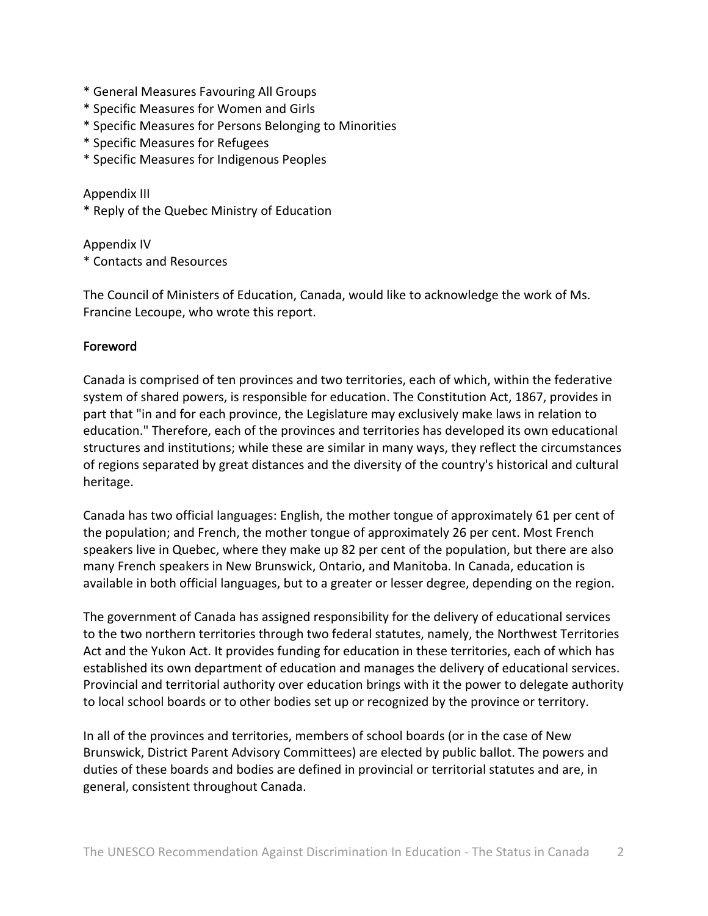* General Measures Favouring All Groups
* Specific Measures for Women and Girls
* Specific Measures for Persons Belonging to Minorities
* Specific Measures for Refugees
* Specific Measures for Indigenous Peoples

Appendix III
* Reply of the Quebec Ministry of Education

Appendix IV
* Contacts and Resources

The Council of Ministers of Education, Canada, would like to acknowledge the work of Ms. Francine Lecoupe, who wrote this report.

## Foreword

Canada is comprised of ten provinces and two territories, each of which, within the federative system of shared powers, is responsible for education. The Constitution Act, 1867, provides in part that "in and for each province, the Legislature may exclusively make laws in relation to education." Therefore, each of the provinces and territories has developed its own educational structures and institutions; while these are similar in many ways, they reflect the circumstances of regions separated by great distances and the diversity of the country's historical and cultural heritage.

Canada has two official languages: English, the mother tongue of approximately 61 per cent of the population; and French, the mother tongue of approximately 26 per cent. Most French speakers live in Quebec, where they make up 82 per cent of the population, but there are also many French speakers in New Brunswick, Ontario, and Manitoba. In Canada, education is available in both official languages, but to a greater or lesser degree, depending on the region.

The government of Canada has assigned responsibility for the delivery of educational services to the two northern territories through two federal statutes, namely, the Northwest Territories Act and the Yukon Act. It provides funding for education in these territories, each of which has established its own department of education and manages the delivery of educational services. Provincial and territorial authority over education brings with it the power to delegate authority to local school boards or to other bodies set up or recognized by the province or territory.

In all of the provinces and territories, members of school boards (or in the case of New Brunswick, District Parent Advisory Committees) are elected by public ballot. The powers and duties of these boards and bodies are defined in provincial or territorial statutes and are, in general, consistent throughout Canada.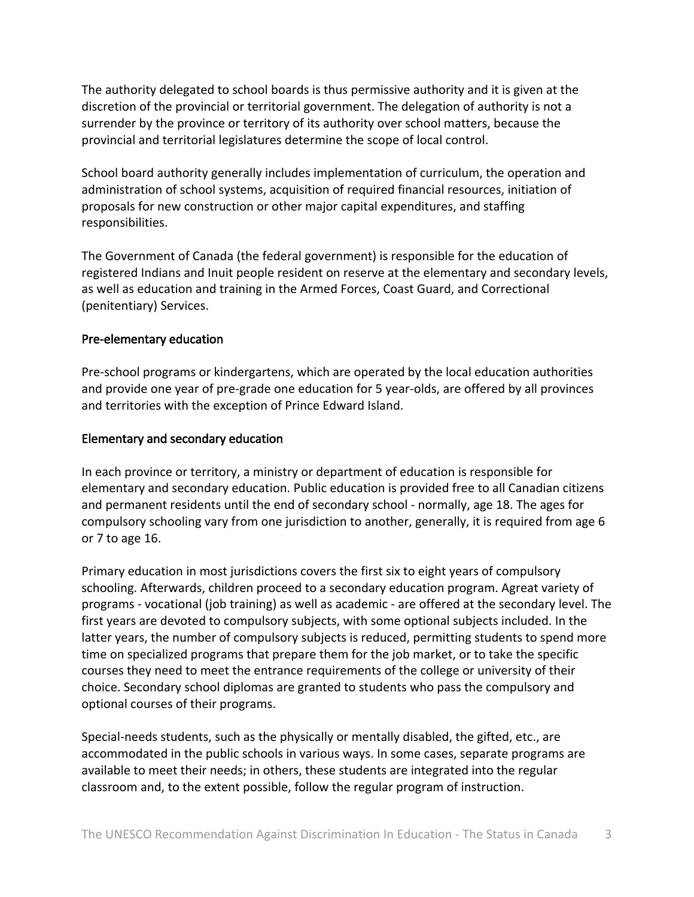The authority delegated to school boards is thus permissive authority and it is given at the discretion of the provincial or territorial government. The delegation of authority is not a surrender by the province or territory of its authority over school matters, because the provincial and territorial legislatures determine the scope of local control.

School board authority generally includes implementation of curriculum, the operation and administration of school systems, acquisition of required financial resources, initiation of proposals for new construction or other major capital expenditures, and staffing responsibilities.

The Government of Canada (the federal government) is responsible for the education of registered Indians and Inuit people resident on reserve at the elementary and secondary levels, as well as education and training in the Armed Forces, Coast Guard, and Correctional (penitentiary) Services.

## Pre-elementary education

Pre-school programs or kindergartens, which are operated by the local education authorities and provide one year of pre-grade one education for 5 year-olds, are offered by all provinces and territories with the exception of Prince Edward Island.

## Elementary and secondary education

In each province or territory, a ministry or department of education is responsible for elementary and secondary education. Public education is provided free to all Canadian citizens and permanent residents until the end of secondary school - normally, age 18. The ages for compulsory schooling vary from one jurisdiction to another, generally, it is required from age 6 or 7 to age 16.

Primary education in most jurisdictions covers the first six to eight years of compulsory schooling. Afterwards, children proceed to a secondary education program. Agreat variety of programs - vocational (job training) as well as academic - are offered at the secondary level. The first years are devoted to compulsory subjects, with some optional subjects included. In the latter years, the number of compulsory subjects is reduced, permitting students to spend more time on specialized programs that prepare them for the job market, or to take the specific courses they need to meet the entrance requirements of the college or university of their choice. Secondary school diplomas are granted to students who pass the compulsory and optional courses of their programs.

Special-needs students, such as the physically or mentally disabled, the gifted, etc., are accommodated in the public schools in various ways. In some cases, separate programs are available to meet their needs; in others, these students are integrated into the regular classroom and, to the extent possible, follow the regular program of instruction.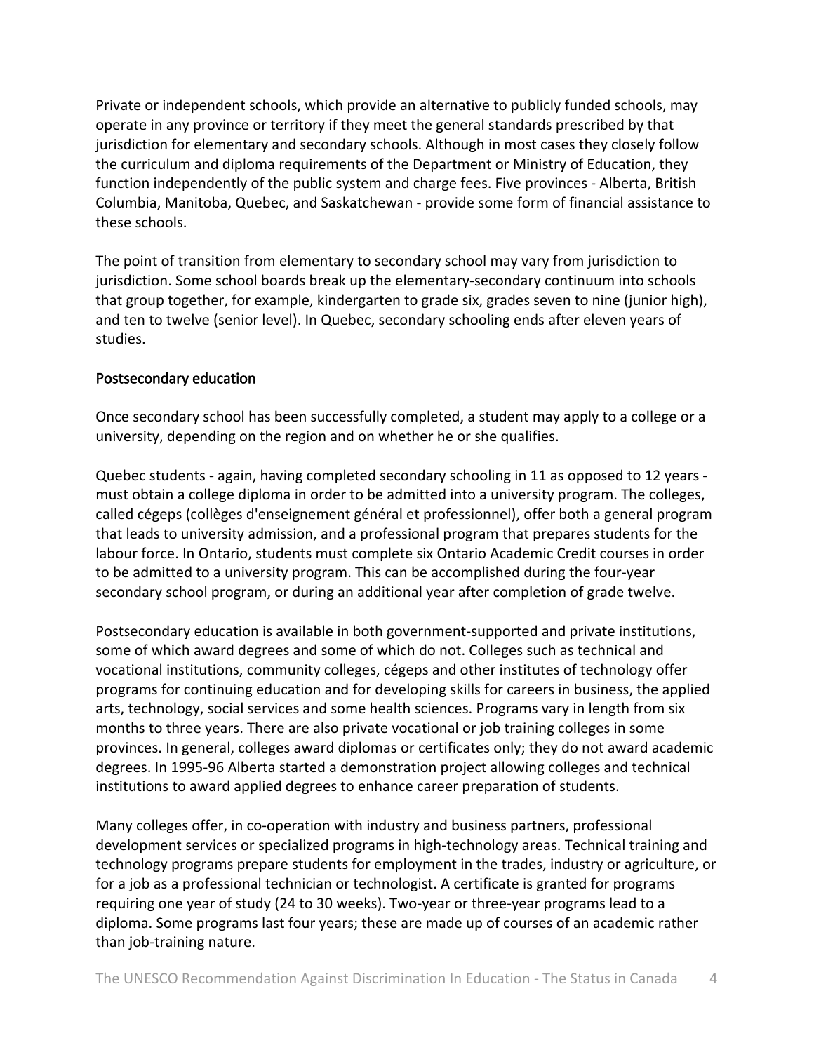Private or independent schools, which provide an alternative to publicly funded schools, may operate in any province or territory if they meet the general standards prescribed by that jurisdiction for elementary and secondary schools. Although in most cases they closely follow the curriculum and diploma requirements of the Department or Ministry of Education, they function independently of the public system and charge fees. Five provinces - Alberta, British Columbia, Manitoba, Quebec, and Saskatchewan - provide some form of financial assistance to these schools.

The point of transition from elementary to secondary school may vary from jurisdiction to jurisdiction. Some school boards break up the elementary-secondary continuum into schools that group together, for example, kindergarten to grade six, grades seven to nine (junior high), and ten to twelve (senior level). In Quebec, secondary schooling ends after eleven years of studies.

## Postsecondary education

Once secondary school has been successfully completed, a student may apply to a college or a university, depending on the region and on whether he or she qualifies.

Quebec students - again, having completed secondary schooling in 11 as opposed to 12 years - must obtain a college diploma in order to be admitted into a university program. The colleges, called cégeps (collèges d'enseignement général et professionnel), offer both a general program that leads to university admission, and a professional program that prepares students for the labour force. In Ontario, students must complete six Ontario Academic Credit courses in order to be admitted to a university program. This can be accomplished during the four-year secondary school program, or during an additional year after completion of grade twelve.

Postsecondary education is available in both government-supported and private institutions, some of which award degrees and some of which do not. Colleges such as technical and vocational institutions, community colleges, cégeps and other institutes of technology offer programs for continuing education and for developing skills for careers in business, the applied arts, technology, social services and some health sciences. Programs vary in length from six months to three years. There are also private vocational or job training colleges in some provinces. In general, colleges award diplomas or certificates only; they do not award academic degrees. In 1995-96 Alberta started a demonstration project allowing colleges and technical institutions to award applied degrees to enhance career preparation of students.

Many colleges offer, in co-operation with industry and business partners, professional development services or specialized programs in high-technology areas. Technical training and technology programs prepare students for employment in the trades, industry or agriculture, or for a job as a professional technician or technologist. A certificate is granted for programs requiring one year of study (24 to 30 weeks). Two-year or three-year programs lead to a diploma. Some programs last four years; these are made up of courses of an academic rather than job-training nature.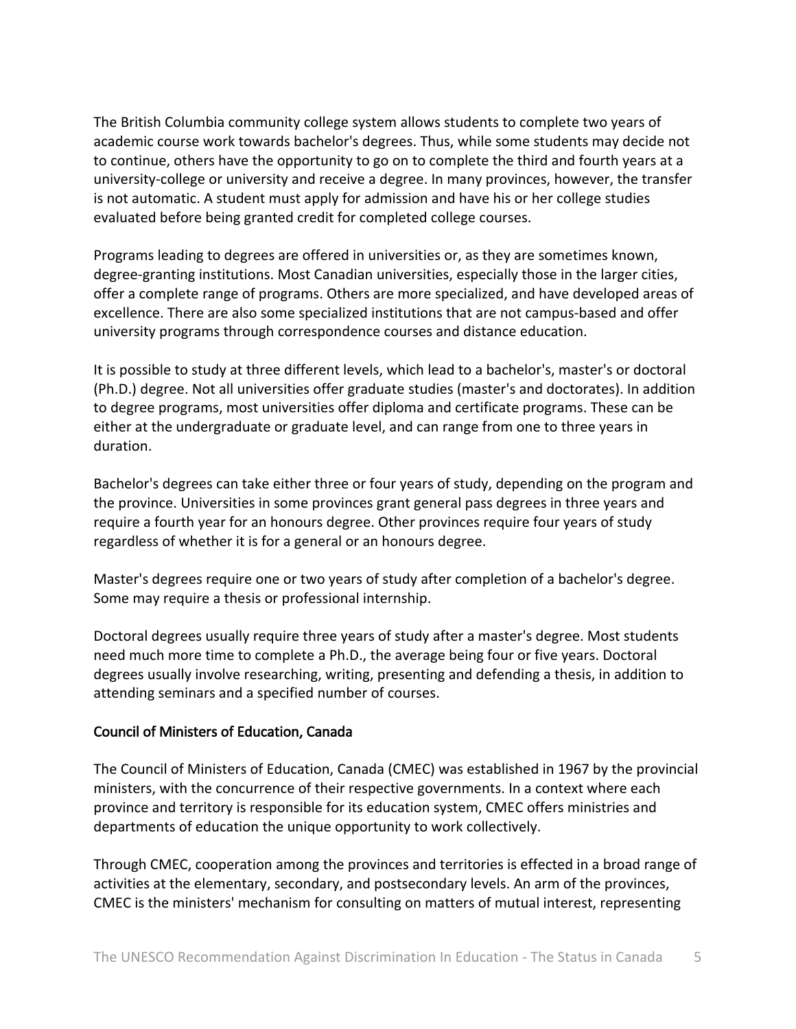The British Columbia community college system allows students to complete two years of academic course work towards bachelor's degrees. Thus, while some students may decide not to continue, others have the opportunity to go on to complete the third and fourth years at a university-college or university and receive a degree. In many provinces, however, the transfer is not automatic. A student must apply for admission and have his or her college studies evaluated before being granted credit for completed college courses.

Programs leading to degrees are offered in universities or, as they are sometimes known, degree-granting institutions. Most Canadian universities, especially those in the larger cities, offer a complete range of programs. Others are more specialized, and have developed areas of excellence. There are also some specialized institutions that are not campus-based and offer university programs through correspondence courses and distance education.

It is possible to study at three different levels, which lead to a bachelor's, master's or doctoral (Ph.D.) degree. Not all universities offer graduate studies (master's and doctorates). In addition to degree programs, most universities offer diploma and certificate programs. These can be either at the undergraduate or graduate level, and can range from one to three years in duration.

Bachelor's degrees can take either three or four years of study, depending on the program and the province. Universities in some provinces grant general pass degrees in three years and require a fourth year for an honours degree. Other provinces require four years of study regardless of whether it is for a general or an honours degree.

Master's degrees require one or two years of study after completion of a bachelor's degree. Some may require a thesis or professional internship.

Doctoral degrees usually require three years of study after a master's degree. Most students need much more time to complete a Ph.D., the average being four or five years. Doctoral degrees usually involve researching, writing, presenting and defending a thesis, in addition to attending seminars and a specified number of courses.

## Council of Ministers of Education, Canada

The Council of Ministers of Education, Canada (CMEC) was established in 1967 by the provincial ministers, with the concurrence of their respective governments. In a context where each province and territory is responsible for its education system, CMEC offers ministries and departments of education the unique opportunity to work collectively.

Through CMEC, cooperation among the provinces and territories is effected in a broad range of activities at the elementary, secondary, and postsecondary levels. An arm of the provinces, CMEC is the ministers' mechanism for consulting on matters of mutual interest, representing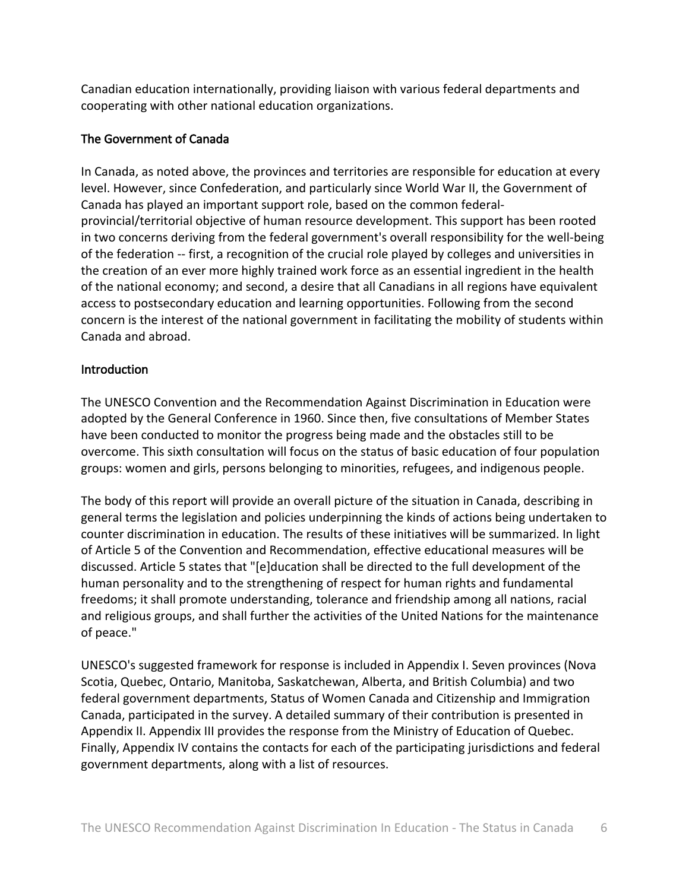Canadian education internationally, providing liaison with various federal departments and cooperating with other national education organizations.

## The Government of Canada

In Canada, as noted above, the provinces and territories are responsible for education at every level. However, since Confederation, and particularly since World War II, the Government of Canada has played an important support role, based on the common federal-provincial/territorial objective of human resource development. This support has been rooted in two concerns deriving from the federal government's overall responsibility for the well-being of the federation -- first, a recognition of the crucial role played by colleges and universities in the creation of an ever more highly trained work force as an essential ingredient in the health of the national economy; and second, a desire that all Canadians in all regions have equivalent access to postsecondary education and learning opportunities. Following from the second concern is the interest of the national government in facilitating the mobility of students within Canada and abroad.

## Introduction

The UNESCO Convention and the Recommendation Against Discrimination in Education were adopted by the General Conference in 1960. Since then, five consultations of Member States have been conducted to monitor the progress being made and the obstacles still to be overcome. This sixth consultation will focus on the status of basic education of four population groups: women and girls, persons belonging to minorities, refugees, and indigenous people.

The body of this report will provide an overall picture of the situation in Canada, describing in general terms the legislation and policies underpinning the kinds of actions being undertaken to counter discrimination in education. The results of these initiatives will be summarized. In light of Article 5 of the Convention and Recommendation, effective educational measures will be discussed. Article 5 states that "[e]ducation shall be directed to the full development of the human personality and to the strengthening of respect for human rights and fundamental freedoms; it shall promote understanding, tolerance and friendship among all nations, racial and religious groups, and shall further the activities of the United Nations for the maintenance of peace."

UNESCO's suggested framework for response is included in Appendix I. Seven provinces (Nova Scotia, Quebec, Ontario, Manitoba, Saskatchewan, Alberta, and British Columbia) and two federal government departments, Status of Women Canada and Citizenship and Immigration Canada, participated in the survey. A detailed summary of their contribution is presented in Appendix II. Appendix III provides the response from the Ministry of Education of Quebec. Finally, Appendix IV contains the contacts for each of the participating jurisdictions and federal government departments, along with a list of resources.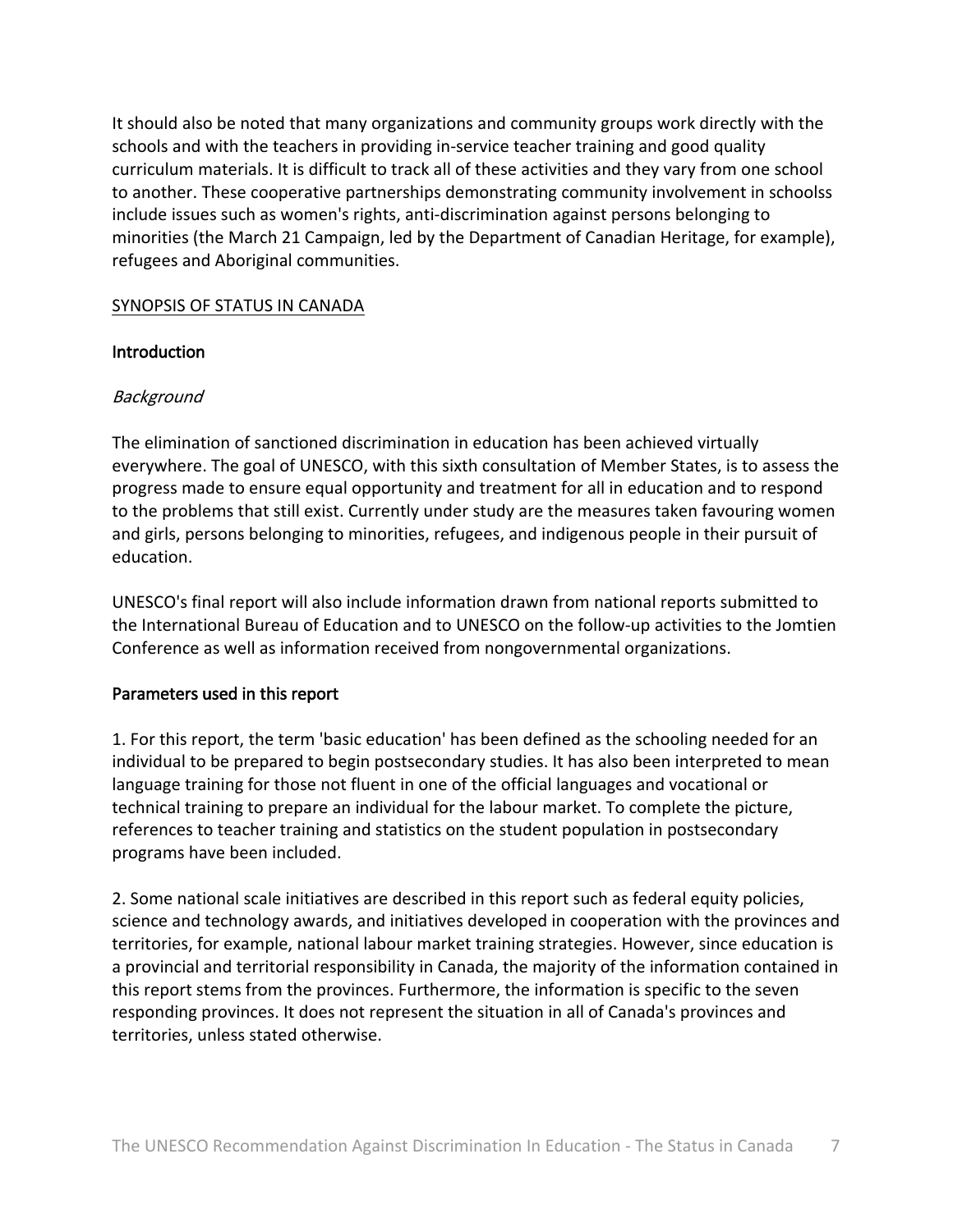It should also be noted that many organizations and community groups work directly with the schools and with the teachers in providing in-service teacher training and good quality curriculum materials. It is difficult to track all of these activities and they vary from one school to another. These cooperative partnerships demonstrating community involvement in schoolss include issues such as women's rights, anti-discrimination against persons belonging to minorities (the March 21 Campaign, led by the Department of Canadian Heritage, for example), refugees and Aboriginal communities.

## SYNOPSIS OF STATUS IN CANADA

### Introduction

#### *Background*

The elimination of sanctioned discrimination in education has been achieved virtually everywhere. The goal of UNESCO, with this sixth consultation of Member States, is to assess the progress made to ensure equal opportunity and treatment for all in education and to respond to the problems that still exist. Currently under study are the measures taken favouring women and girls, persons belonging to minorities, refugees, and indigenous people in their pursuit of education.

UNESCO's final report will also include information drawn from national reports submitted to the International Bureau of Education and to UNESCO on the follow-up activities to the Jomtien Conference as well as information received from nongovernmental organizations.

### Parameters used in this report

1. For this report, the term 'basic education' has been defined as the schooling needed for an individual to be prepared to begin postsecondary studies. It has also been interpreted to mean language training for those not fluent in one of the official languages and vocational or technical training to prepare an individual for the labour market. To complete the picture, references to teacher training and statistics on the student population in postsecondary programs have been included.

2. Some national scale initiatives are described in this report such as federal equity policies, science and technology awards, and initiatives developed in cooperation with the provinces and territories, for example, national labour market training strategies. However, since education is a provincial and territorial responsibility in Canada, the majority of the information contained in this report stems from the provinces. Furthermore, the information is specific to the seven responding provinces. It does not represent the situation in all of Canada's provinces and territories, unless stated otherwise.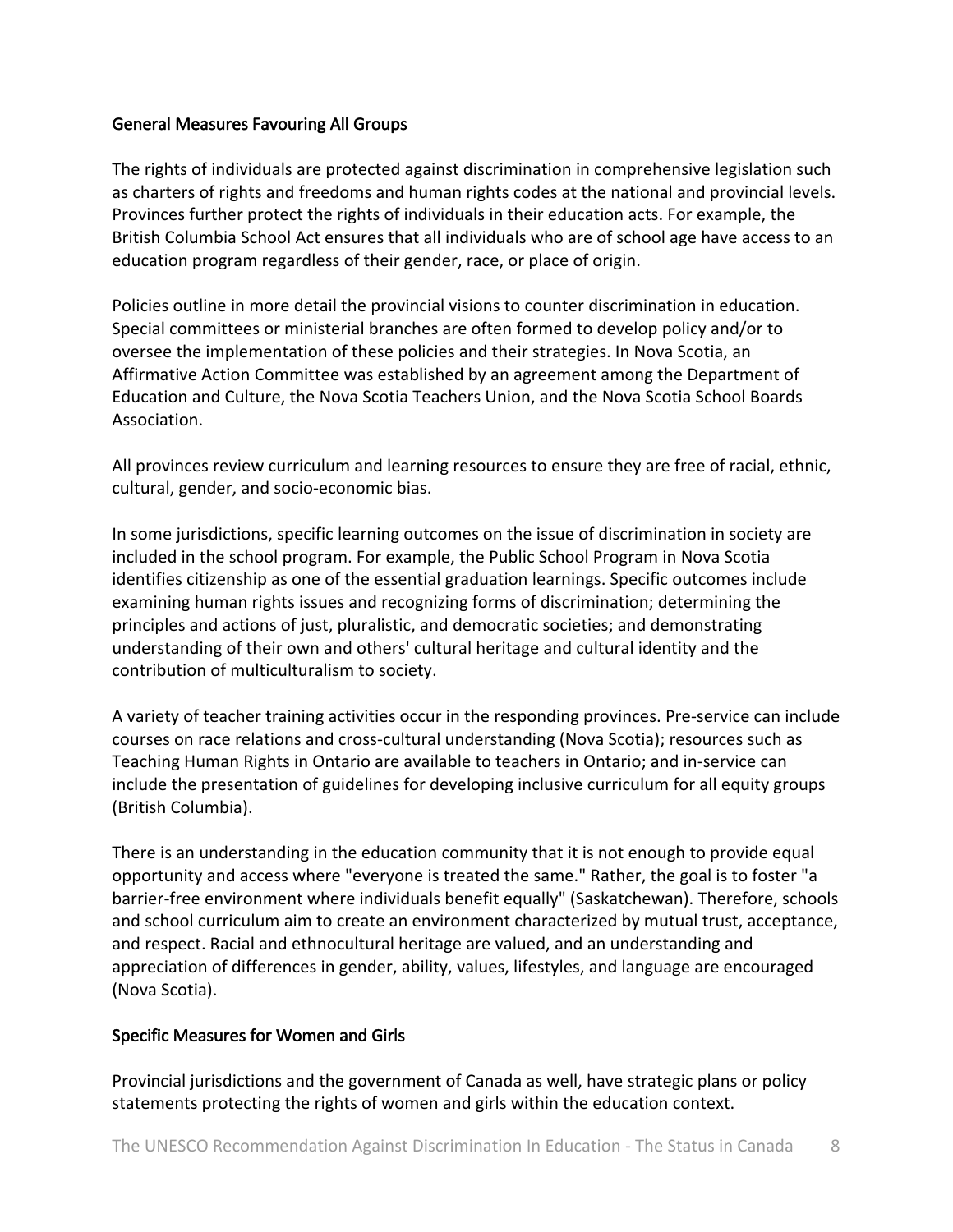## General Measures Favouring All Groups

The rights of individuals are protected against discrimination in comprehensive legislation such as charters of rights and freedoms and human rights codes at the national and provincial levels. Provinces further protect the rights of individuals in their education acts. For example, the British Columbia School Act ensures that all individuals who are of school age have access to an education program regardless of their gender, race, or place of origin.

Policies outline in more detail the provincial visions to counter discrimination in education. Special committees or ministerial branches are often formed to develop policy and/or to oversee the implementation of these policies and their strategies. In Nova Scotia, an Affirmative Action Committee was established by an agreement among the Department of Education and Culture, the Nova Scotia Teachers Union, and the Nova Scotia School Boards Association.

All provinces review curriculum and learning resources to ensure they are free of racial, ethnic, cultural, gender, and socio-economic bias.

In some jurisdictions, specific learning outcomes on the issue of discrimination in society are included in the school program. For example, the Public School Program in Nova Scotia identifies citizenship as one of the essential graduation learnings. Specific outcomes include examining human rights issues and recognizing forms of discrimination; determining the principles and actions of just, pluralistic, and democratic societies; and demonstrating understanding of their own and others' cultural heritage and cultural identity and the contribution of multiculturalism to society.

A variety of teacher training activities occur in the responding provinces. Pre-service can include courses on race relations and cross-cultural understanding (Nova Scotia); resources such as Teaching Human Rights in Ontario are available to teachers in Ontario; and in-service can include the presentation of guidelines for developing inclusive curriculum for all equity groups (British Columbia).

There is an understanding in the education community that it is not enough to provide equal opportunity and access where "everyone is treated the same." Rather, the goal is to foster "a barrier-free environment where individuals benefit equally" (Saskatchewan). Therefore, schools and school curriculum aim to create an environment characterized by mutual trust, acceptance, and respect. Racial and ethnocultural heritage are valued, and an understanding and appreciation of differences in gender, ability, values, lifestyles, and language are encouraged (Nova Scotia).

## Specific Measures for Women and Girls

Provincial jurisdictions and the government of Canada as well, have strategic plans or policy statements protecting the rights of women and girls within the education context.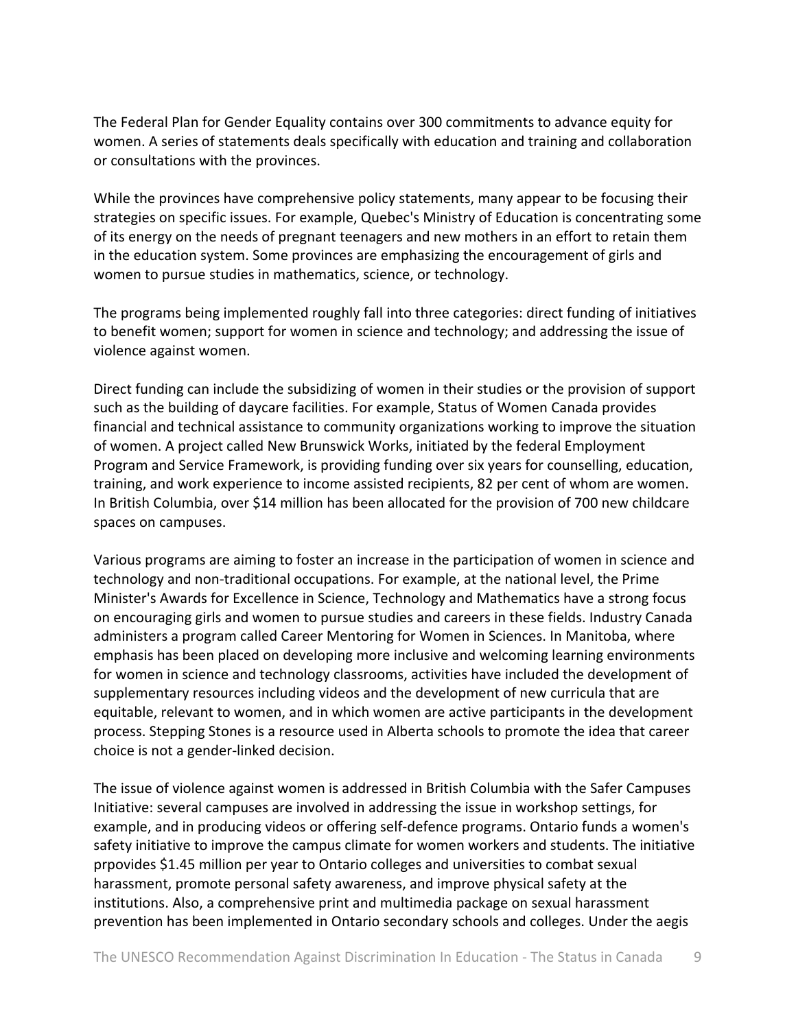The Federal Plan for Gender Equality contains over 300 commitments to advance equity for women. A series of statements deals specifically with education and training and collaboration or consultations with the provinces.

While the provinces have comprehensive policy statements, many appear to be focusing their strategies on specific issues. For example, Quebec's Ministry of Education is concentrating some of its energy on the needs of pregnant teenagers and new mothers in an effort to retain them in the education system. Some provinces are emphasizing the encouragement of girls and women to pursue studies in mathematics, science, or technology.

The programs being implemented roughly fall into three categories: direct funding of initiatives to benefit women; support for women in science and technology; and addressing the issue of violence against women.

Direct funding can include the subsidizing of women in their studies or the provision of support such as the building of daycare facilities. For example, Status of Women Canada provides financial and technical assistance to community organizations working to improve the situation of women. A project called New Brunswick Works, initiated by the federal Employment Program and Service Framework, is providing funding over six years for counselling, education, training, and work experience to income assisted recipients, 82 per cent of whom are women. In British Columbia, over $14 million has been allocated for the provision of 700 new childcare spaces on campuses.

Various programs are aiming to foster an increase in the participation of women in science and technology and non-traditional occupations. For example, at the national level, the Prime Minister's Awards for Excellence in Science, Technology and Mathematics have a strong focus on encouraging girls and women to pursue studies and careers in these fields. Industry Canada administers a program called Career Mentoring for Women in Sciences. In Manitoba, where emphasis has been placed on developing more inclusive and welcoming learning environments for women in science and technology classrooms, activities have included the development of supplementary resources including videos and the development of new curricula that are equitable, relevant to women, and in which women are active participants in the development process. Stepping Stones is a resource used in Alberta schools to promote the idea that career choice is not a gender-linked decision.

The issue of violence against women is addressed in British Columbia with the Safer Campuses Initiative: several campuses are involved in addressing the issue in workshop settings, for example, and in producing videos or offering self-defence programs. Ontario funds a women's safety initiative to improve the campus climate for women workers and students. The initiative prpovides $1.45 million per year to Ontario colleges and universities to combat sexual harassment, promote personal safety awareness, and improve physical safety at the institutions. Also, a comprehensive print and multimedia package on sexual harassment prevention has been implemented in Ontario secondary schools and colleges. Under the aegis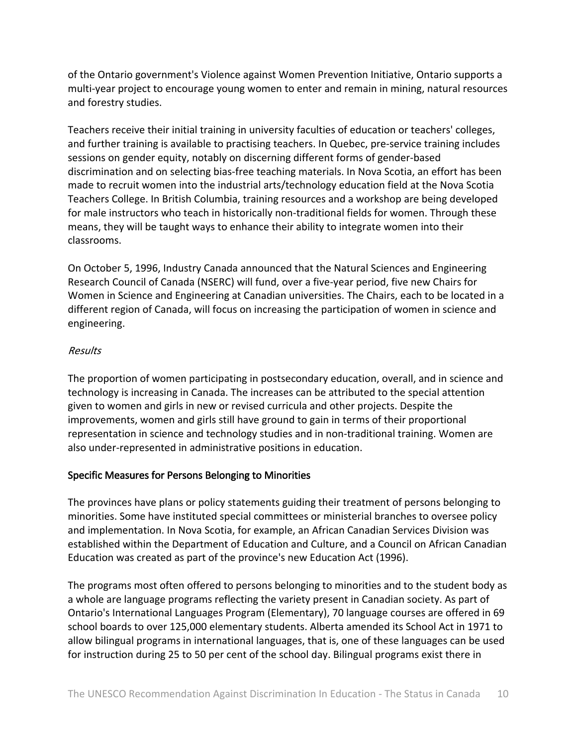of the Ontario government's Violence against Women Prevention Initiative, Ontario supports a multi-year project to encourage young women to enter and remain in mining, natural resources and forestry studies.

Teachers receive their initial training in university faculties of education or teachers' colleges, and further training is available to practising teachers. In Quebec, pre-service training includes sessions on gender equity, notably on discerning different forms of gender-based discrimination and on selecting bias-free teaching materials. In Nova Scotia, an effort has been made to recruit women into the industrial arts/technology education field at the Nova Scotia Teachers College. In British Columbia, training resources and a workshop are being developed for male instructors who teach in historically non-traditional fields for women. Through these means, they will be taught ways to enhance their ability to integrate women into their classrooms.

On October 5, 1996, Industry Canada announced that the Natural Sciences and Engineering Research Council of Canada (NSERC) will fund, over a five-year period, five new Chairs for Women in Science and Engineering at Canadian universities. The Chairs, each to be located in a different region of Canada, will focus on increasing the participation of women in science and engineering.

*Results*

The proportion of women participating in postsecondary education, overall, and in science and technology is increasing in Canada. The increases can be attributed to the special attention given to women and girls in new or revised curricula and other projects. Despite the improvements, women and girls still have ground to gain in terms of their proportional representation in science and technology studies and in non-traditional training. Women are also under-represented in administrative positions in education.

### Specific Measures for Persons Belonging to Minorities

The provinces have plans or policy statements guiding their treatment of persons belonging to minorities. Some have instituted special committees or ministerial branches to oversee policy and implementation. In Nova Scotia, for example, an African Canadian Services Division was established within the Department of Education and Culture, and a Council on African Canadian Education was created as part of the province's new Education Act (1996).

The programs most often offered to persons belonging to minorities and to the student body as a whole are language programs reflecting the variety present in Canadian society. As part of Ontario's International Languages Program (Elementary), 70 language courses are offered in 69 school boards to over 125,000 elementary students. Alberta amended its School Act in 1971 to allow bilingual programs in international languages, that is, one of these languages can be used for instruction during 25 to 50 per cent of the school day. Bilingual programs exist there in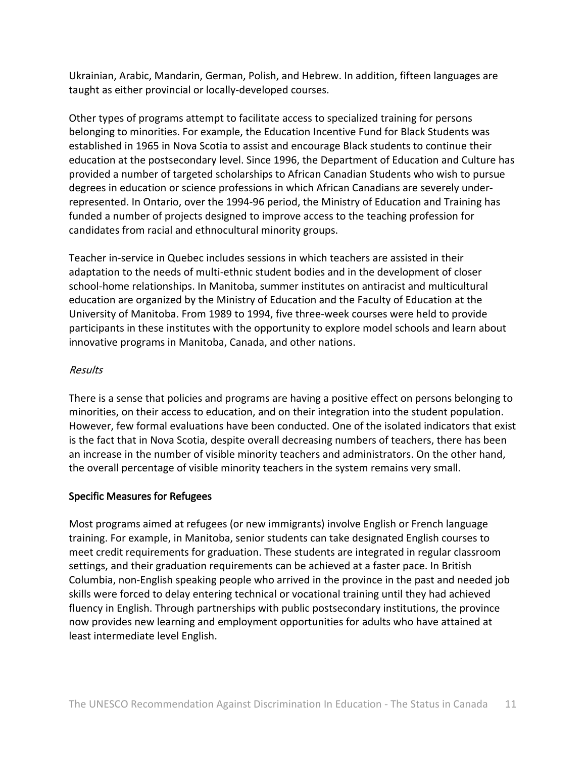Ukrainian, Arabic, Mandarin, German, Polish, and Hebrew. In addition, fifteen languages are taught as either provincial or locally-developed courses.

Other types of programs attempt to facilitate access to specialized training for persons belonging to minorities. For example, the Education Incentive Fund for Black Students was established in 1965 in Nova Scotia to assist and encourage Black students to continue their education at the postsecondary level. Since 1996, the Department of Education and Culture has provided a number of targeted scholarships to African Canadian Students who wish to pursue degrees in education or science professions in which African Canadians are severely under-represented. In Ontario, over the 1994-96 period, the Ministry of Education and Training has funded a number of projects designed to improve access to the teaching profession for candidates from racial and ethnocultural minority groups.

Teacher in-service in Quebec includes sessions in which teachers are assisted in their adaptation to the needs of multi-ethnic student bodies and in the development of closer school-home relationships. In Manitoba, summer institutes on antiracist and multicultural education are organized by the Ministry of Education and the Faculty of Education at the University of Manitoba. From 1989 to 1994, five three-week courses were held to provide participants in these institutes with the opportunity to explore model schools and learn about innovative programs in Manitoba, Canada, and other nations.

*Results*

There is a sense that policies and programs are having a positive effect on persons belonging to minorities, on their access to education, and on their integration into the student population. However, few formal evaluations have been conducted. One of the isolated indicators that exist is the fact that in Nova Scotia, despite overall decreasing numbers of teachers, there has been an increase in the number of visible minority teachers and administrators. On the other hand, the overall percentage of visible minority teachers in the system remains very small.

## Specific Measures for Refugees

Most programs aimed at refugees (or new immigrants) involve English or French language training. For example, in Manitoba, senior students can take designated English courses to meet credit requirements for graduation. These students are integrated in regular classroom settings, and their graduation requirements can be achieved at a faster pace. In British Columbia, non-English speaking people who arrived in the province in the past and needed job skills were forced to delay entering technical or vocational training until they had achieved fluency in English. Through partnerships with public postsecondary institutions, the province now provides new learning and employment opportunities for adults who have attained at least intermediate level English.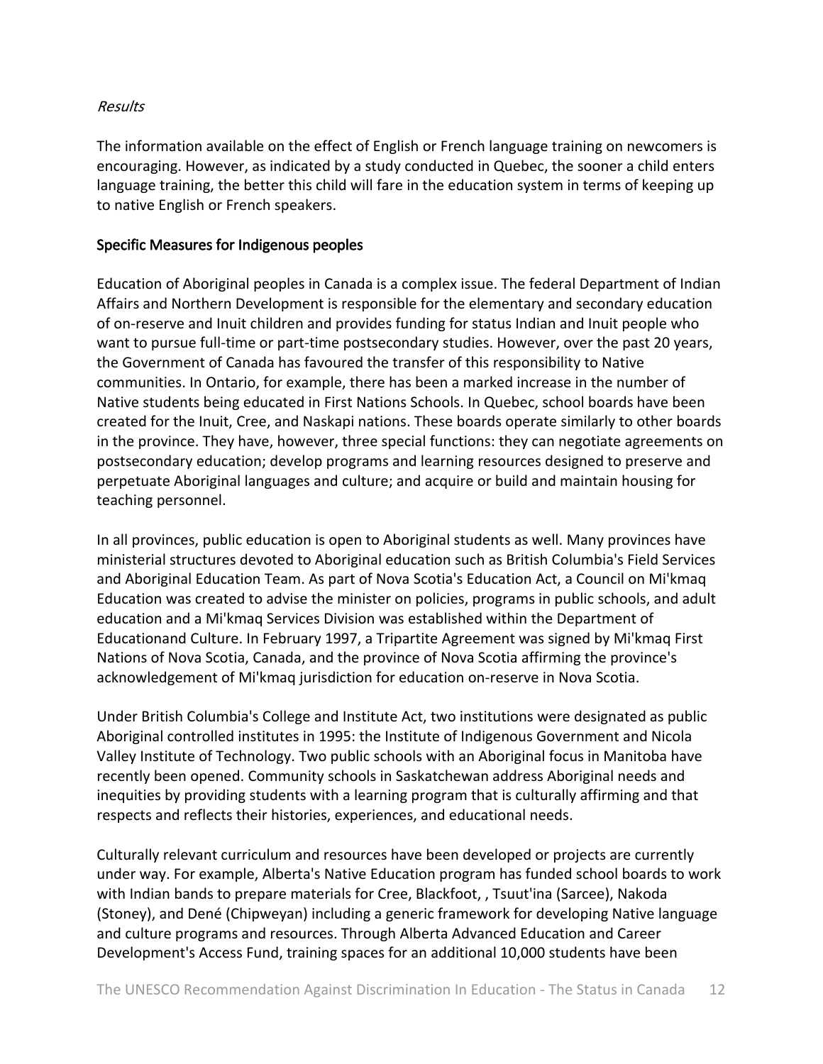*Results*

The information available on the effect of English or French language training on newcomers is encouraging. However, as indicated by a study conducted in Quebec, the sooner a child enters language training, the better this child will fare in the education system in terms of keeping up to native English or French speakers.

## Specific Measures for Indigenous peoples

Education of Aboriginal peoples in Canada is a complex issue. The federal Department of Indian Affairs and Northern Development is responsible for the elementary and secondary education of on-reserve and Inuit children and provides funding for status Indian and Inuit people who want to pursue full-time or part-time postsecondary studies. However, over the past 20 years, the Government of Canada has favoured the transfer of this responsibility to Native communities. In Ontario, for example, there has been a marked increase in the number of Native students being educated in First Nations Schools. In Quebec, school boards have been created for the Inuit, Cree, and Naskapi nations. These boards operate similarly to other boards in the province. They have, however, three special functions: they can negotiate agreements on postsecondary education; develop programs and learning resources designed to preserve and perpetuate Aboriginal languages and culture; and acquire or build and maintain housing for teaching personnel.

In all provinces, public education is open to Aboriginal students as well. Many provinces have ministerial structures devoted to Aboriginal education such as British Columbia's Field Services and Aboriginal Education Team. As part of Nova Scotia's Education Act, a Council on Mi'kmaq Education was created to advise the minister on policies, programs in public schools, and adult education and a Mi'kmaq Services Division was established within the Department of Educationand Culture. In February 1997, a Tripartite Agreement was signed by Mi'kmaq First Nations of Nova Scotia, Canada, and the province of Nova Scotia affirming the province's acknowledgement of Mi'kmaq jurisdiction for education on-reserve in Nova Scotia.

Under British Columbia's College and Institute Act, two institutions were designated as public Aboriginal controlled institutes in 1995: the Institute of Indigenous Government and Nicola Valley Institute of Technology. Two public schools with an Aboriginal focus in Manitoba have recently been opened. Community schools in Saskatchewan address Aboriginal needs and inequities by providing students with a learning program that is culturally affirming and that respects and reflects their histories, experiences, and educational needs.

Culturally relevant curriculum and resources have been developed or projects are currently under way. For example, Alberta's Native Education program has funded school boards to work with Indian bands to prepare materials for Cree, Blackfoot, , Tsuut'ina (Sarcee), Nakoda (Stoney), and Dené (Chipweyan) including a generic framework for developing Native language and culture programs and resources. Through Alberta Advanced Education and Career Development's Access Fund, training spaces for an additional 10,000 students have been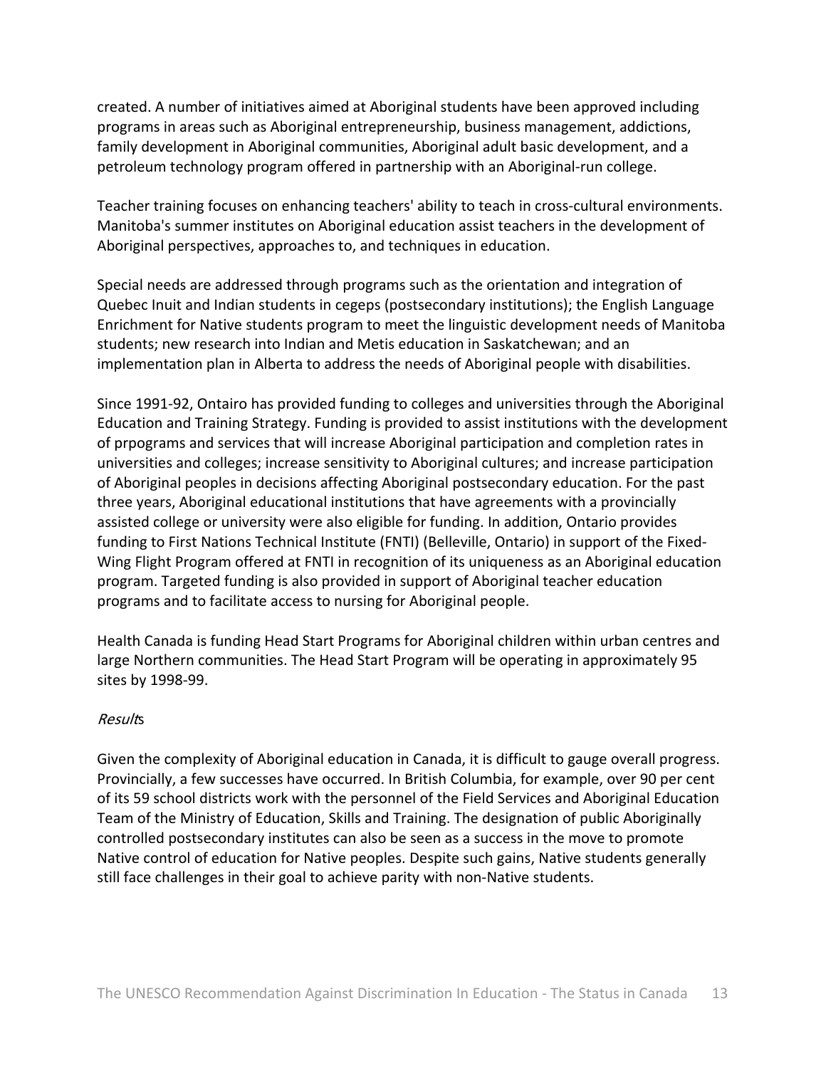created. A number of initiatives aimed at Aboriginal students have been approved including programs in areas such as Aboriginal entrepreneurship, business management, addictions, family development in Aboriginal communities, Aboriginal adult basic development, and a petroleum technology program offered in partnership with an Aboriginal-run college.

Teacher training focuses on enhancing teachers' ability to teach in cross-cultural environments. Manitoba's summer institutes on Aboriginal education assist teachers in the development of Aboriginal perspectives, approaches to, and techniques in education.

Special needs are addressed through programs such as the orientation and integration of Quebec Inuit and Indian students in cegeps (postsecondary institutions); the English Language Enrichment for Native students program to meet the linguistic development needs of Manitoba students; new research into Indian and Metis education in Saskatchewan; and an implementation plan in Alberta to address the needs of Aboriginal people with disabilities.

Since 1991-92, Ontairo has provided funding to colleges and universities through the Aboriginal Education and Training Strategy. Funding is provided to assist institutions with the development of prpograms and services that will increase Aboriginal participation and completion rates in universities and colleges; increase sensitivity to Aboriginal cultures; and increase participation of Aboriginal peoples in decisions affecting Aboriginal postsecondary education. For the past three years, Aboriginal educational institutions that have agreements with a provincially assisted college or university were also eligible for funding. In addition, Ontario provides funding to First Nations Technical Institute (FNTI) (Belleville, Ontario) in support of the Fixed-Wing Flight Program offered at FNTI in recognition of its uniqueness as an Aboriginal education program. Targeted funding is also provided in support of Aboriginal teacher education programs and to facilitate access to nursing for Aboriginal people.

Health Canada is funding Head Start Programs for Aboriginal children within urban centres and large Northern communities. The Head Start Program will be operating in approximately 95 sites by 1998-99.

*Results*

Given the complexity of Aboriginal education in Canada, it is difficult to gauge overall progress. Provincially, a few successes have occurred. In British Columbia, for example, over 90 per cent of its 59 school districts work with the personnel of the Field Services and Aboriginal Education Team of the Ministry of Education, Skills and Training. The designation of public Aboriginally controlled postsecondary institutes can also be seen as a success in the move to promote Native control of education for Native peoples. Despite such gains, Native students generally still face challenges in their goal to achieve parity with non-Native students.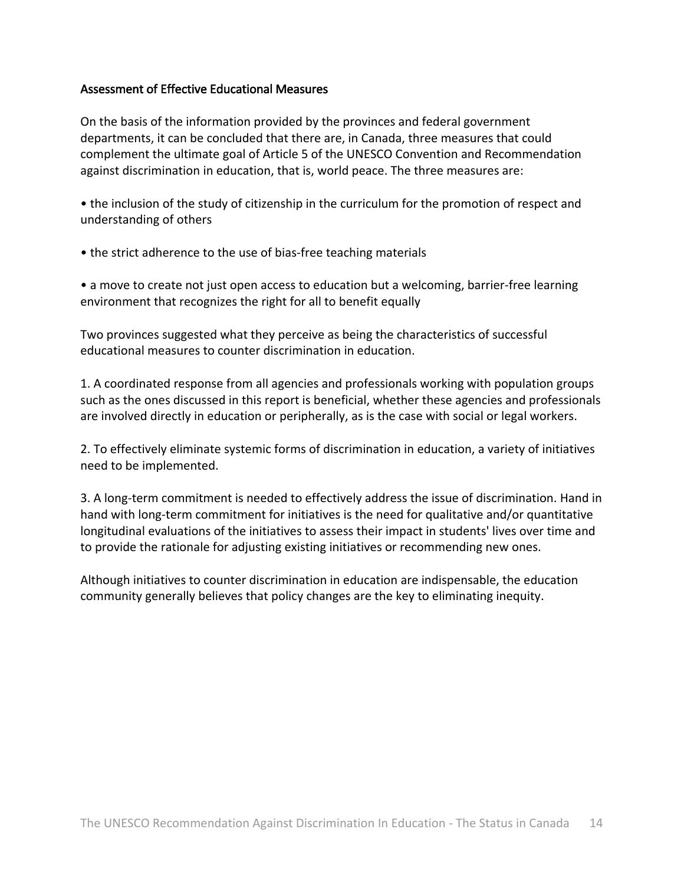## Assessment of Effective Educational Measures

On the basis of the information provided by the provinces and federal government departments, it can be concluded that there are, in Canada, three measures that could complement the ultimate goal of Article 5 of the UNESCO Convention and Recommendation against discrimination in education, that is, world peace. The three measures are:

- the inclusion of the study of citizenship in the curriculum for the promotion of respect and understanding of others

- the strict adherence to the use of bias-free teaching materials

- a move to create not just open access to education but a welcoming, barrier-free learning environment that recognizes the right for all to benefit equally

Two provinces suggested what they perceive as being the characteristics of successful educational measures to counter discrimination in education.

1. A coordinated response from all agencies and professionals working with population groups such as the ones discussed in this report is beneficial, whether these agencies and professionals are involved directly in education or peripherally, as is the case with social or legal workers.

2. To effectively eliminate systemic forms of discrimination in education, a variety of initiatives need to be implemented.

3. A long-term commitment is needed to effectively address the issue of discrimination. Hand in hand with long-term commitment for initiatives is the need for qualitative and/or quantitative longitudinal evaluations of the initiatives to assess their impact in students' lives over time and to provide the rationale for adjusting existing initiatives or recommending new ones.

Although initiatives to counter discrimination in education are indispensable, the education community generally believes that policy changes are the key to eliminating inequity.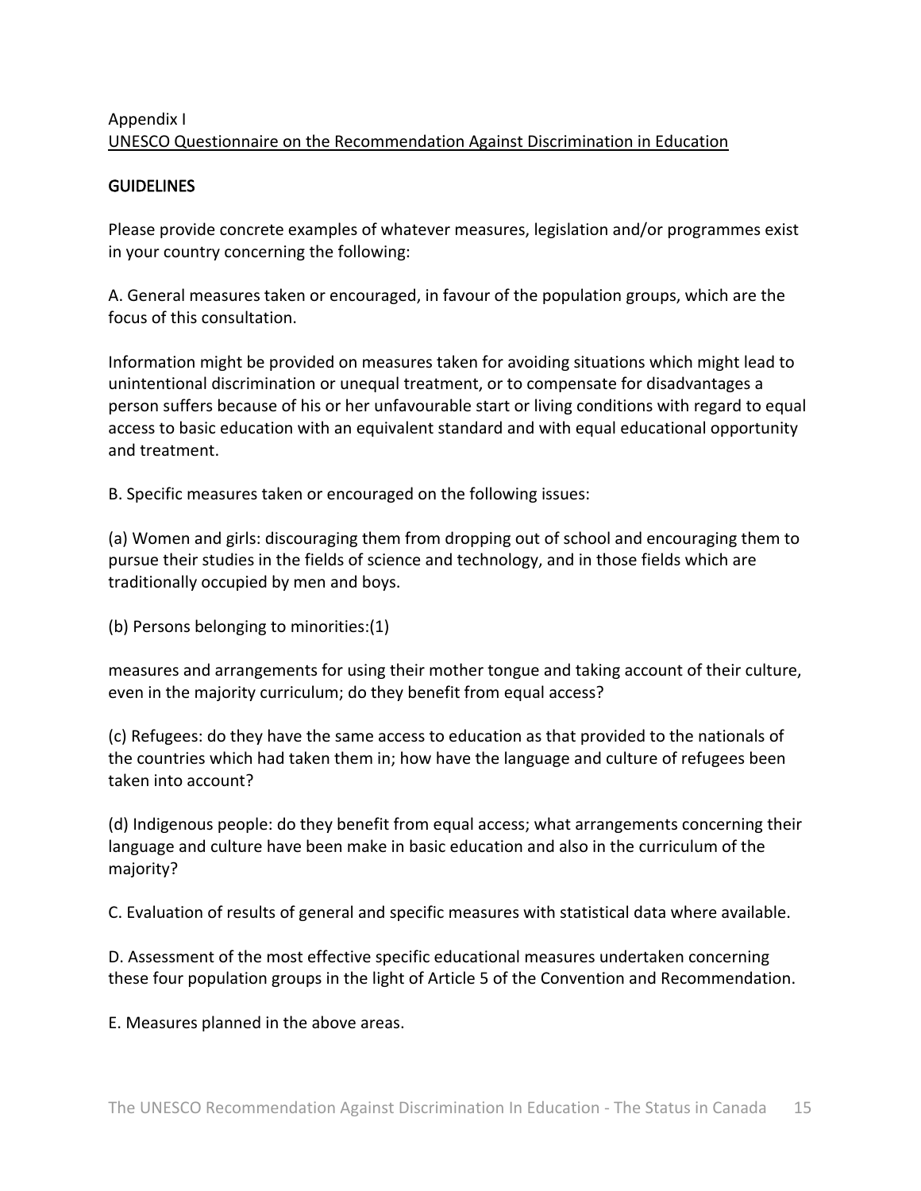Appendix I
UNESCO Questionnaire on the Recommendation Against Discrimination in Education

## GUIDELINES

Please provide concrete examples of whatever measures, legislation and/or programmes exist in your country concerning the following:

A. General measures taken or encouraged, in favour of the population groups, which are the focus of this consultation.

Information might be provided on measures taken for avoiding situations which might lead to unintentional discrimination or unequal treatment, or to compensate for disadvantages a person suffers because of his or her unfavourable start or living conditions with regard to equal access to basic education with an equivalent standard and with equal educational opportunity and treatment.

B. Specific measures taken or encouraged on the following issues:

(a) Women and girls: discouraging them from dropping out of school and encouraging them to pursue their studies in the fields of science and technology, and in those fields which are traditionally occupied by men and boys.

(b) Persons belonging to minorities:(1)

measures and arrangements for using their mother tongue and taking account of their culture, even in the majority curriculum; do they benefit from equal access?

(c) Refugees: do they have the same access to education as that provided to the nationals of the countries which had taken them in; how have the language and culture of refugees been taken into account?

(d) Indigenous people: do they benefit from equal access; what arrangements concerning their language and culture have been make in basic education and also in the curriculum of the majority?

C. Evaluation of results of general and specific measures with statistical data where available.

D. Assessment of the most effective specific educational measures undertaken concerning these four population groups in the light of Article 5 of the Convention and Recommendation.

E. Measures planned in the above areas.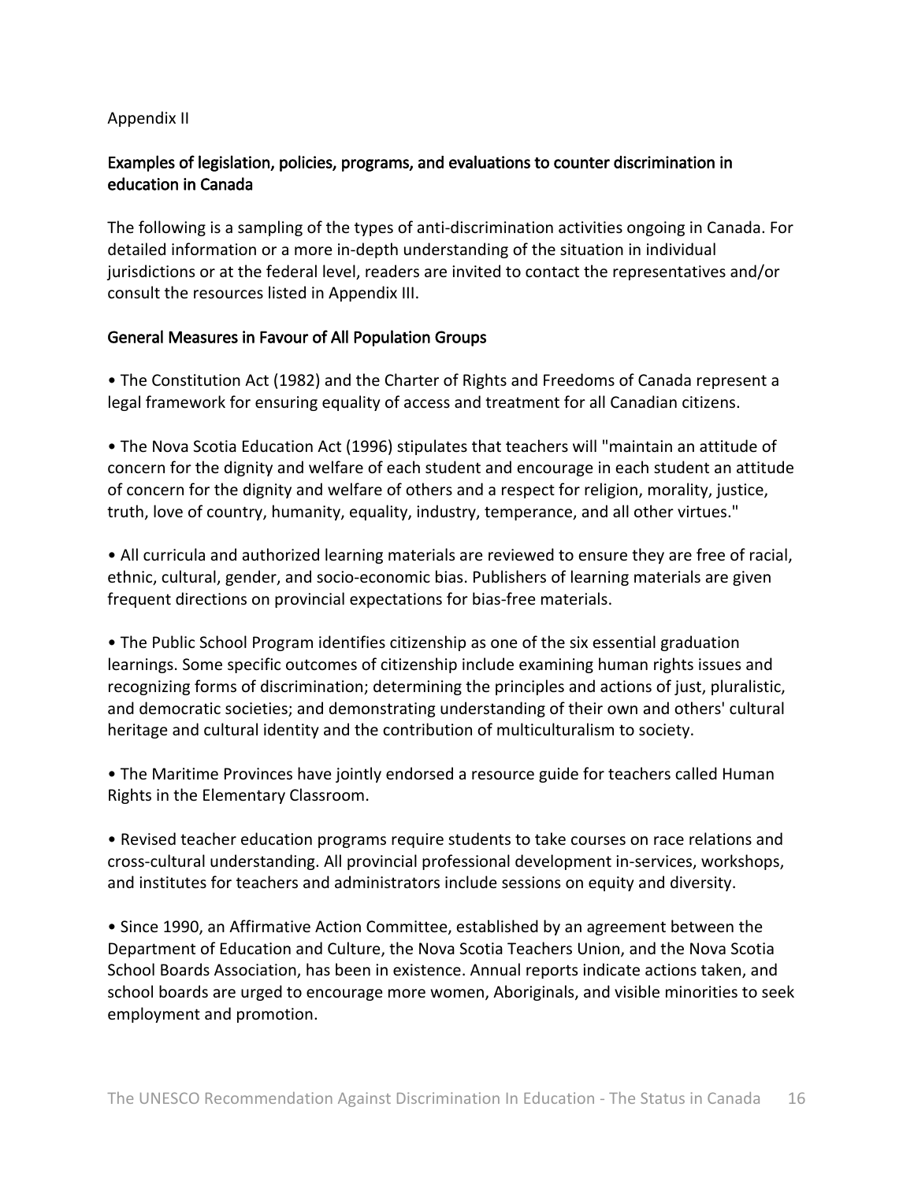Appendix II

## Examples of legislation, policies, programs, and evaluations to counter discrimination in education in Canada

The following is a sampling of the types of anti-discrimination activities ongoing in Canada. For detailed information or a more in-depth understanding of the situation in individual jurisdictions or at the federal level, readers are invited to contact the representatives and/or consult the resources listed in Appendix III.

### General Measures in Favour of All Population Groups

- The Constitution Act (1982) and the Charter of Rights and Freedoms of Canada represent a legal framework for ensuring equality of access and treatment for all Canadian citizens.

- The Nova Scotia Education Act (1996) stipulates that teachers will "maintain an attitude of concern for the dignity and welfare of each student and encourage in each student an attitude of concern for the dignity and welfare of others and a respect for religion, morality, justice, truth, love of country, humanity, equality, industry, temperance, and all other virtues."

- All curricula and authorized learning materials are reviewed to ensure they are free of racial, ethnic, cultural, gender, and socio-economic bias. Publishers of learning materials are given frequent directions on provincial expectations for bias-free materials.

- The Public School Program identifies citizenship as one of the six essential graduation learnings. Some specific outcomes of citizenship include examining human rights issues and recognizing forms of discrimination; determining the principles and actions of just, pluralistic, and democratic societies; and demonstrating understanding of their own and others' cultural heritage and cultural identity and the contribution of multiculturalism to society.

- The Maritime Provinces have jointly endorsed a resource guide for teachers called Human Rights in the Elementary Classroom.

- Revised teacher education programs require students to take courses on race relations and cross-cultural understanding. All provincial professional development in-services, workshops, and institutes for teachers and administrators include sessions on equity and diversity.

- Since 1990, an Affirmative Action Committee, established by an agreement between the Department of Education and Culture, the Nova Scotia Teachers Union, and the Nova Scotia School Boards Association, has been in existence. Annual reports indicate actions taken, and school boards are urged to encourage more women, Aboriginals, and visible minorities to seek employment and promotion.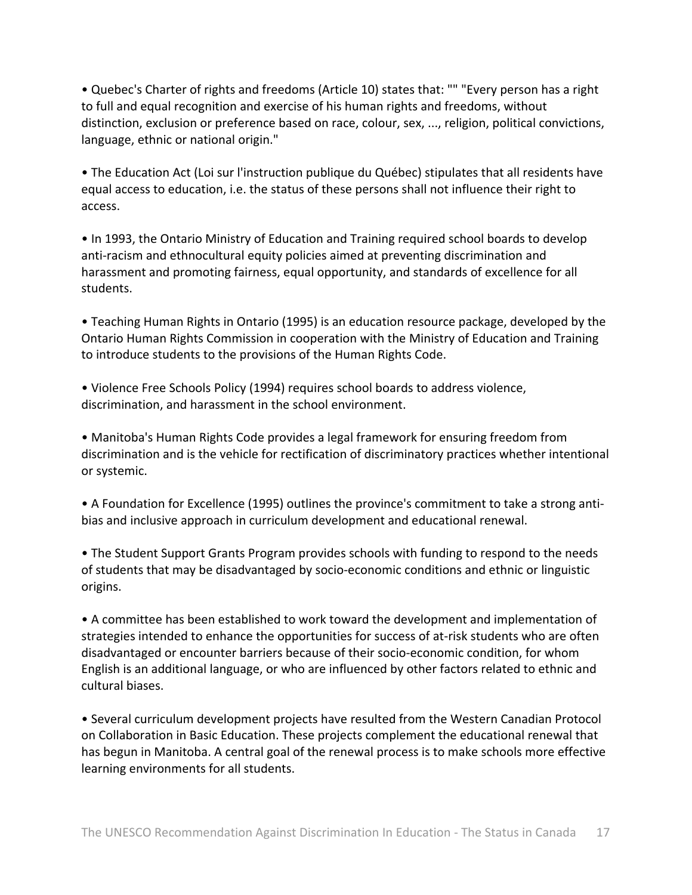- Quebec's Charter of rights and freedoms (Article 10) states that: "" "Every person has a right to full and equal recognition and exercise of his human rights and freedoms, without distinction, exclusion or preference based on race, colour, sex, ..., religion, political convictions, language, ethnic or national origin."

- The Education Act (Loi sur l'instruction publique du Québec) stipulates that all residents have equal access to education, i.e. the status of these persons shall not influence their right to access.

- In 1993, the Ontario Ministry of Education and Training required school boards to develop anti-racism and ethnocultural equity policies aimed at preventing discrimination and harassment and promoting fairness, equal opportunity, and standards of excellence for all students.

- Teaching Human Rights in Ontario (1995) is an education resource package, developed by the Ontario Human Rights Commission in cooperation with the Ministry of Education and Training to introduce students to the provisions of the Human Rights Code.

- Violence Free Schools Policy (1994) requires school boards to address violence, discrimination, and harassment in the school environment.

- Manitoba's Human Rights Code provides a legal framework for ensuring freedom from discrimination and is the vehicle for rectification of discriminatory practices whether intentional or systemic.

- A Foundation for Excellence (1995) outlines the province's commitment to take a strong anti-bias and inclusive approach in curriculum development and educational renewal.

- The Student Support Grants Program provides schools with funding to respond to the needs of students that may be disadvantaged by socio-economic conditions and ethnic or linguistic origins.

- A committee has been established to work toward the development and implementation of strategies intended to enhance the opportunities for success of at-risk students who are often disadvantaged or encounter barriers because of their socio-economic condition, for whom English is an additional language, or who are influenced by other factors related to ethnic and cultural biases.

- Several curriculum development projects have resulted from the Western Canadian Protocol on Collaboration in Basic Education. These projects complement the educational renewal that has begun in Manitoba. A central goal of the renewal process is to make schools more effective learning environments for all students.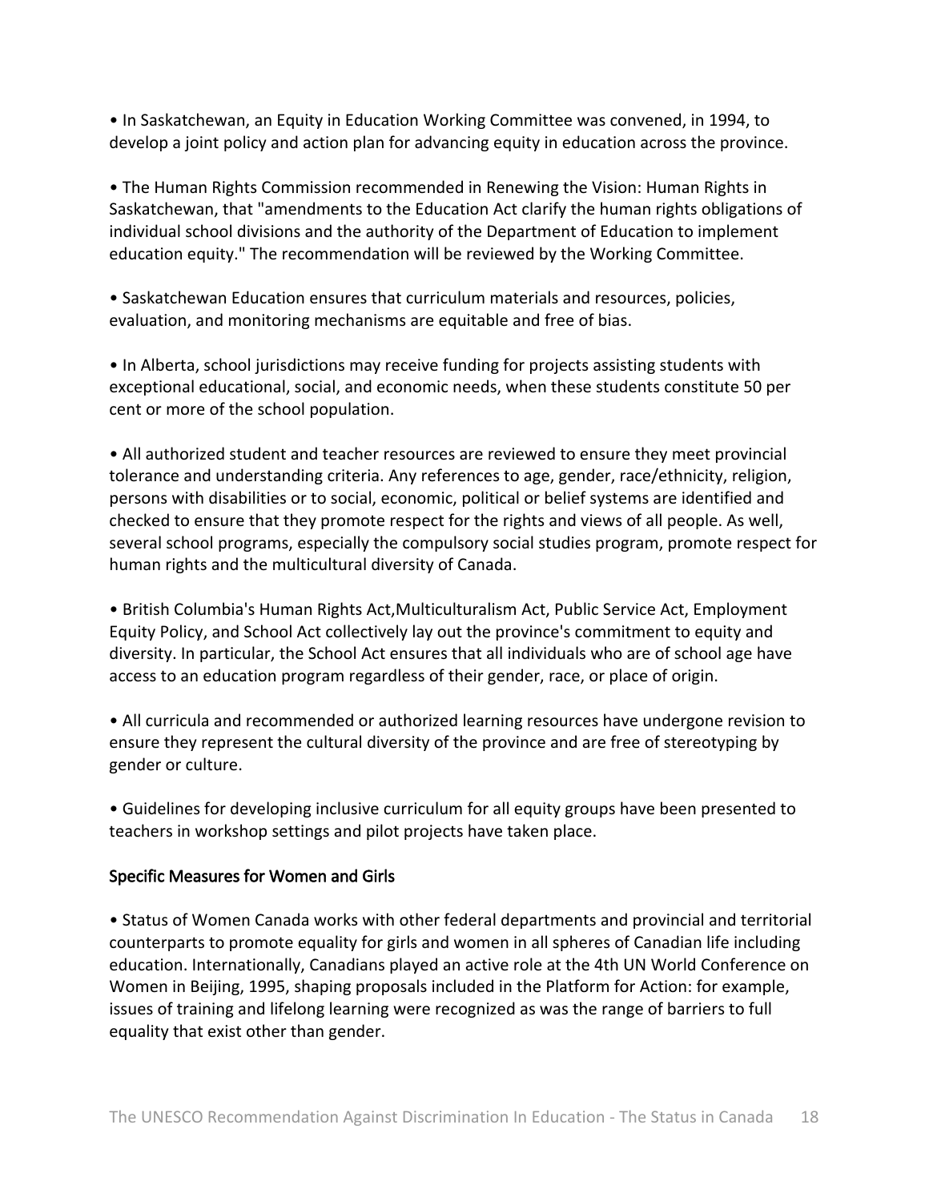• In Saskatchewan, an Equity in Education Working Committee was convened, in 1994, to develop a joint policy and action plan for advancing equity in education across the province.

• The Human Rights Commission recommended in Renewing the Vision: Human Rights in Saskatchewan, that "amendments to the Education Act clarify the human rights obligations of individual school divisions and the authority of the Department of Education to implement education equity." The recommendation will be reviewed by the Working Committee.

• Saskatchewan Education ensures that curriculum materials and resources, policies, evaluation, and monitoring mechanisms are equitable and free of bias.

• In Alberta, school jurisdictions may receive funding for projects assisting students with exceptional educational, social, and economic needs, when these students constitute 50 per cent or more of the school population.

• All authorized student and teacher resources are reviewed to ensure they meet provincial tolerance and understanding criteria. Any references to age, gender, race/ethnicity, religion, persons with disabilities or to social, economic, political or belief systems are identified and checked to ensure that they promote respect for the rights and views of all people. As well, several school programs, especially the compulsory social studies program, promote respect for human rights and the multicultural diversity of Canada.

• British Columbia's Human Rights Act,Multiculturalism Act, Public Service Act, Employment Equity Policy, and School Act collectively lay out the province's commitment to equity and diversity. In particular, the School Act ensures that all individuals who are of school age have access to an education program regardless of their gender, race, or place of origin.

• All curricula and recommended or authorized learning resources have undergone revision to ensure they represent the cultural diversity of the province and are free of stereotyping by gender or culture.

• Guidelines for developing inclusive curriculum for all equity groups have been presented to teachers in workshop settings and pilot projects have taken place.

### Specific Measures for Women and Girls

• Status of Women Canada works with other federal departments and provincial and territorial counterparts to promote equality for girls and women in all spheres of Canadian life including education. Internationally, Canadians played an active role at the 4th UN World Conference on Women in Beijing, 1995, shaping proposals included in the Platform for Action: for example, issues of training and lifelong learning were recognized as was the range of barriers to full equality that exist other than gender.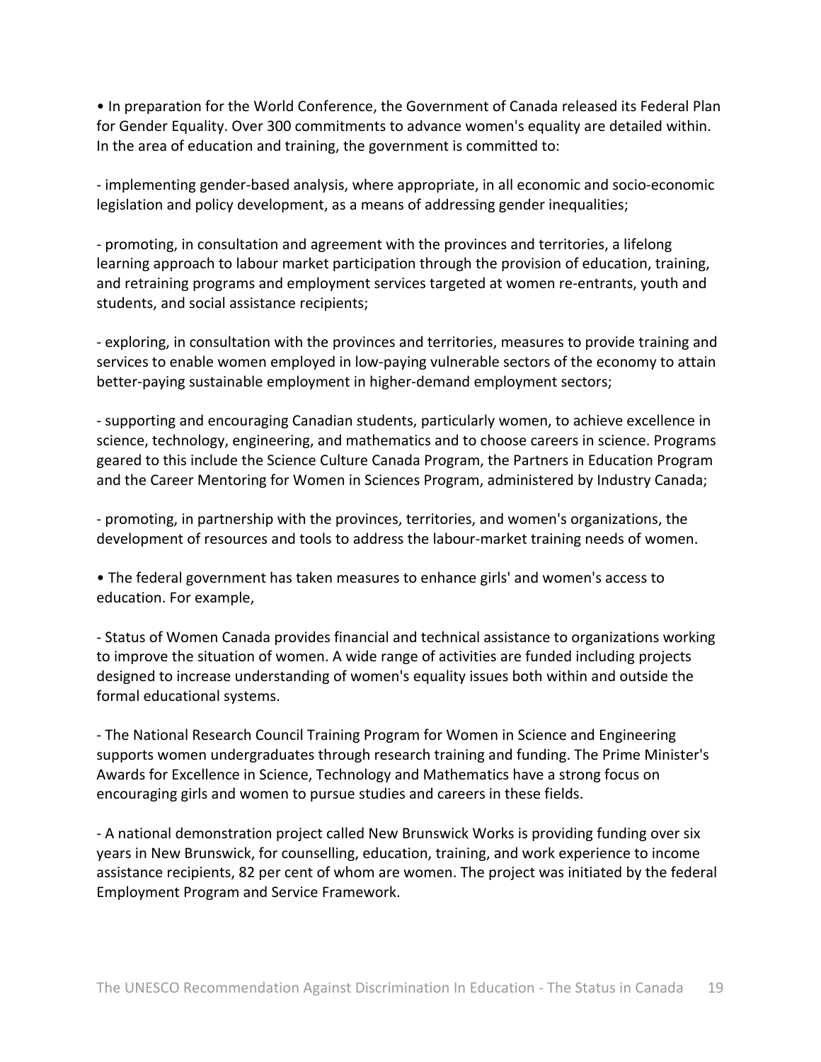• In preparation for the World Conference, the Government of Canada released its Federal Plan for Gender Equality. Over 300 commitments to advance women's equality are detailed within. In the area of education and training, the government is committed to:

- implementing gender-based analysis, where appropriate, in all economic and socio-economic legislation and policy development, as a means of addressing gender inequalities;

- promoting, in consultation and agreement with the provinces and territories, a lifelong learning approach to labour market participation through the provision of education, training, and retraining programs and employment services targeted at women re-entrants, youth and students, and social assistance recipients;

- exploring, in consultation with the provinces and territories, measures to provide training and services to enable women employed in low-paying vulnerable sectors of the economy to attain better-paying sustainable employment in higher-demand employment sectors;

- supporting and encouraging Canadian students, particularly women, to achieve excellence in science, technology, engineering, and mathematics and to choose careers in science. Programs geared to this include the Science Culture Canada Program, the Partners in Education Program and the Career Mentoring for Women in Sciences Program, administered by Industry Canada;

- promoting, in partnership with the provinces, territories, and women's organizations, the development of resources and tools to address the labour-market training needs of women.

• The federal government has taken measures to enhance girls' and women's access to education. For example,

- Status of Women Canada provides financial and technical assistance to organizations working to improve the situation of women. A wide range of activities are funded including projects designed to increase understanding of women's equality issues both within and outside the formal educational systems.

- The National Research Council Training Program for Women in Science and Engineering supports women undergraduates through research training and funding. The Prime Minister's Awards for Excellence in Science, Technology and Mathematics have a strong focus on encouraging girls and women to pursue studies and careers in these fields.

- A national demonstration project called New Brunswick Works is providing funding over six years in New Brunswick, for counselling, education, training, and work experience to income assistance recipients, 82 per cent of whom are women. The project was initiated by the federal Employment Program and Service Framework.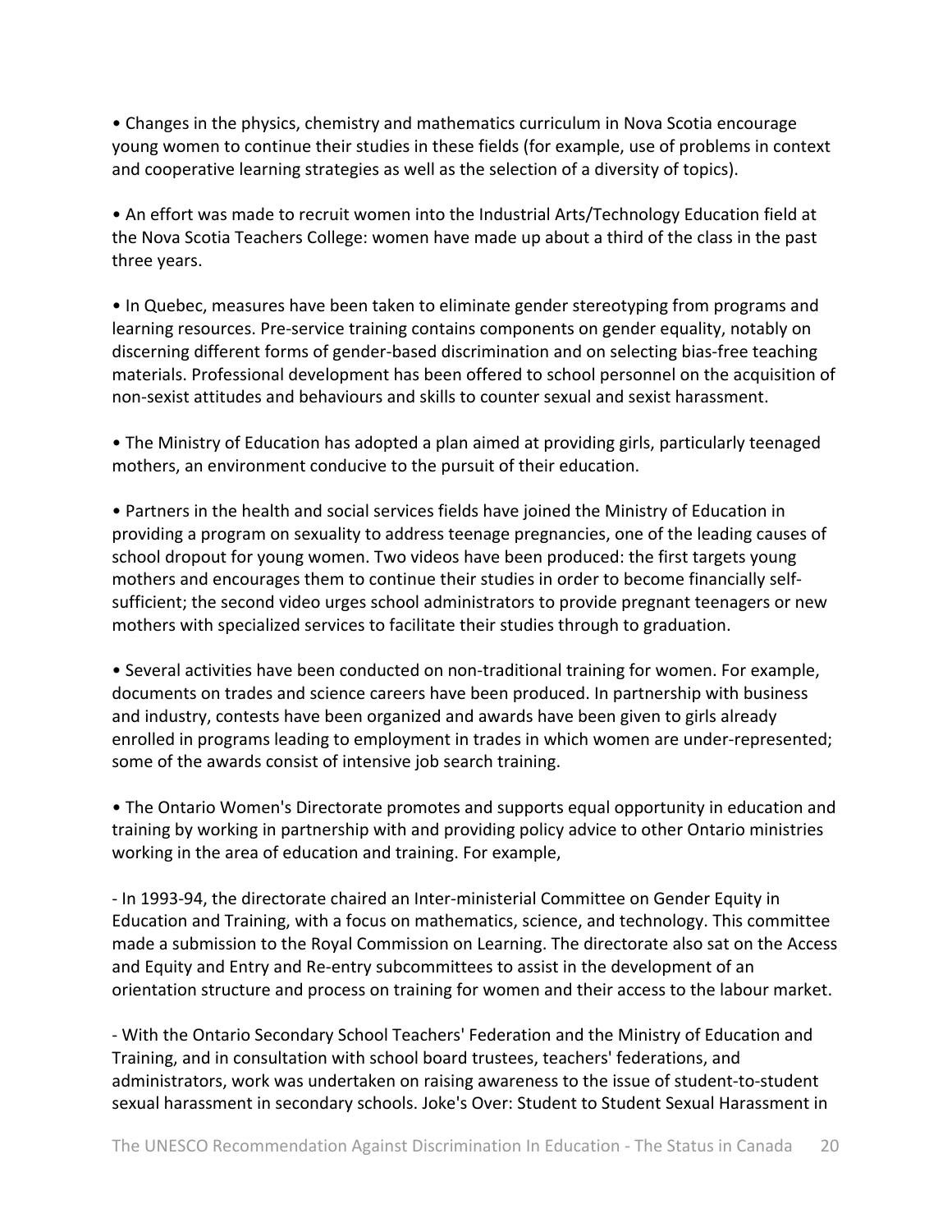• Changes in the physics, chemistry and mathematics curriculum in Nova Scotia encourage young women to continue their studies in these fields (for example, use of problems in context and cooperative learning strategies as well as the selection of a diversity of topics).

• An effort was made to recruit women into the Industrial Arts/Technology Education field at the Nova Scotia Teachers College: women have made up about a third of the class in the past three years.

• In Quebec, measures have been taken to eliminate gender stereotyping from programs and learning resources. Pre-service training contains components on gender equality, notably on discerning different forms of gender-based discrimination and on selecting bias-free teaching materials. Professional development has been offered to school personnel on the acquisition of non-sexist attitudes and behaviours and skills to counter sexual and sexist harassment.

• The Ministry of Education has adopted a plan aimed at providing girls, particularly teenaged mothers, an environment conducive to the pursuit of their education.

• Partners in the health and social services fields have joined the Ministry of Education in providing a program on sexuality to address teenage pregnancies, one of the leading causes of school dropout for young women. Two videos have been produced: the first targets young mothers and encourages them to continue their studies in order to become financially self-sufficient; the second video urges school administrators to provide pregnant teenagers or new mothers with specialized services to facilitate their studies through to graduation.

• Several activities have been conducted on non-traditional training for women. For example, documents on trades and science careers have been produced. In partnership with business and industry, contests have been organized and awards have been given to girls already enrolled in programs leading to employment in trades in which women are under-represented; some of the awards consist of intensive job search training.

• The Ontario Women's Directorate promotes and supports equal opportunity in education and training by working in partnership with and providing policy advice to other Ontario ministries working in the area of education and training. For example,

- In 1993-94, the directorate chaired an Inter-ministerial Committee on Gender Equity in Education and Training, with a focus on mathematics, science, and technology. This committee made a submission to the Royal Commission on Learning. The directorate also sat on the Access and Equity and Entry and Re-entry subcommittees to assist in the development of an orientation structure and process on training for women and their access to the labour market.

- With the Ontario Secondary School Teachers' Federation and the Ministry of Education and Training, and in consultation with school board trustees, teachers' federations, and administrators, work was undertaken on raising awareness to the issue of student-to-student sexual harassment in secondary schools. Joke's Over: Student to Student Sexual Harassment in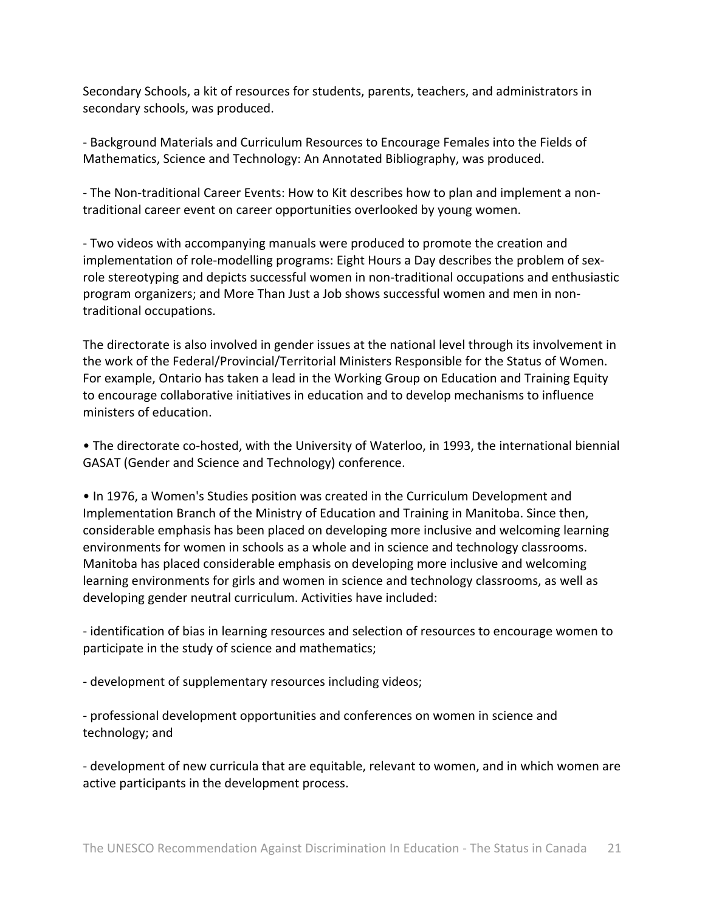Secondary Schools, a kit of resources for students, parents, teachers, and administrators in secondary schools, was produced.

- Background Materials and Curriculum Resources to Encourage Females into the Fields of Mathematics, Science and Technology: An Annotated Bibliography, was produced.

- The Non-traditional Career Events: How to Kit describes how to plan and implement a non-traditional career event on career opportunities overlooked by young women.

- Two videos with accompanying manuals were produced to promote the creation and implementation of role-modelling programs: Eight Hours a Day describes the problem of sex-role stereotyping and depicts successful women in non-traditional occupations and enthusiastic program organizers; and More Than Just a Job shows successful women and men in non-traditional occupations.

The directorate is also involved in gender issues at the national level through its involvement in the work of the Federal/Provincial/Territorial Ministers Responsible for the Status of Women. For example, Ontario has taken a lead in the Working Group on Education and Training Equity to encourage collaborative initiatives in education and to develop mechanisms to influence ministers of education.

• The directorate co-hosted, with the University of Waterloo, in 1993, the international biennial GASAT (Gender and Science and Technology) conference.

• In 1976, a Women's Studies position was created in the Curriculum Development and Implementation Branch of the Ministry of Education and Training in Manitoba. Since then, considerable emphasis has been placed on developing more inclusive and welcoming learning environments for women in schools as a whole and in science and technology classrooms. Manitoba has placed considerable emphasis on developing more inclusive and welcoming learning environments for girls and women in science and technology classrooms, as well as developing gender neutral curriculum. Activities have included:

- identification of bias in learning resources and selection of resources to encourage women to participate in the study of science and mathematics;

- development of supplementary resources including videos;

- professional development opportunities and conferences on women in science and technology; and

- development of new curricula that are equitable, relevant to women, and in which women are active participants in the development process.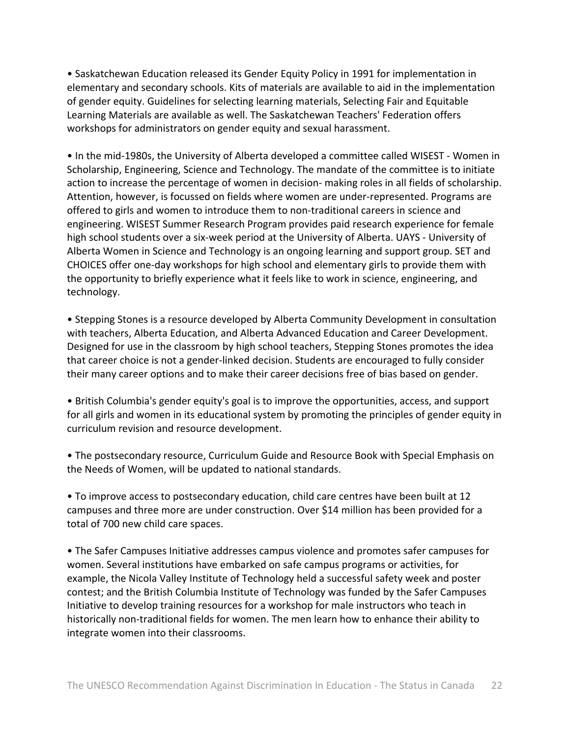- Saskatchewan Education released its Gender Equity Policy in 1991 for implementation in elementary and secondary schools. Kits of materials are available to aid in the implementation of gender equity. Guidelines for selecting learning materials, Selecting Fair and Equitable Learning Materials are available as well. The Saskatchewan Teachers' Federation offers workshops for administrators on gender equity and sexual harassment.

- In the mid-1980s, the University of Alberta developed a committee called WISEST - Women in Scholarship, Engineering, Science and Technology. The mandate of the committee is to initiate action to increase the percentage of women in decision- making roles in all fields of scholarship. Attention, however, is focussed on fields where women are under-represented. Programs are offered to girls and women to introduce them to non-traditional careers in science and engineering. WISEST Summer Research Program provides paid research experience for female high school students over a six-week period at the University of Alberta. UAYS - University of Alberta Women in Science and Technology is an ongoing learning and support group. SET and CHOICES offer one-day workshops for high school and elementary girls to provide them with the opportunity to briefly experience what it feels like to work in science, engineering, and technology.

- Stepping Stones is a resource developed by Alberta Community Development in consultation with teachers, Alberta Education, and Alberta Advanced Education and Career Development. Designed for use in the classroom by high school teachers, Stepping Stones promotes the idea that career choice is not a gender-linked decision. Students are encouraged to fully consider their many career options and to make their career decisions free of bias based on gender.

- British Columbia's gender equity's goal is to improve the opportunities, access, and support for all girls and women in its educational system by promoting the principles of gender equity in curriculum revision and resource development.

- The postsecondary resource, Curriculum Guide and Resource Book with Special Emphasis on the Needs of Women, will be updated to national standards.

- To improve access to postsecondary education, child care centres have been built at 12 campuses and three more are under construction. Over $14 million has been provided for a total of 700 new child care spaces.

- The Safer Campuses Initiative addresses campus violence and promotes safer campuses for women. Several institutions have embarked on safe campus programs or activities, for example, the Nicola Valley Institute of Technology held a successful safety week and poster contest; and the British Columbia Institute of Technology was funded by the Safer Campuses Initiative to develop training resources for a workshop for male instructors who teach in historically non-traditional fields for women. The men learn how to enhance their ability to integrate women into their classrooms.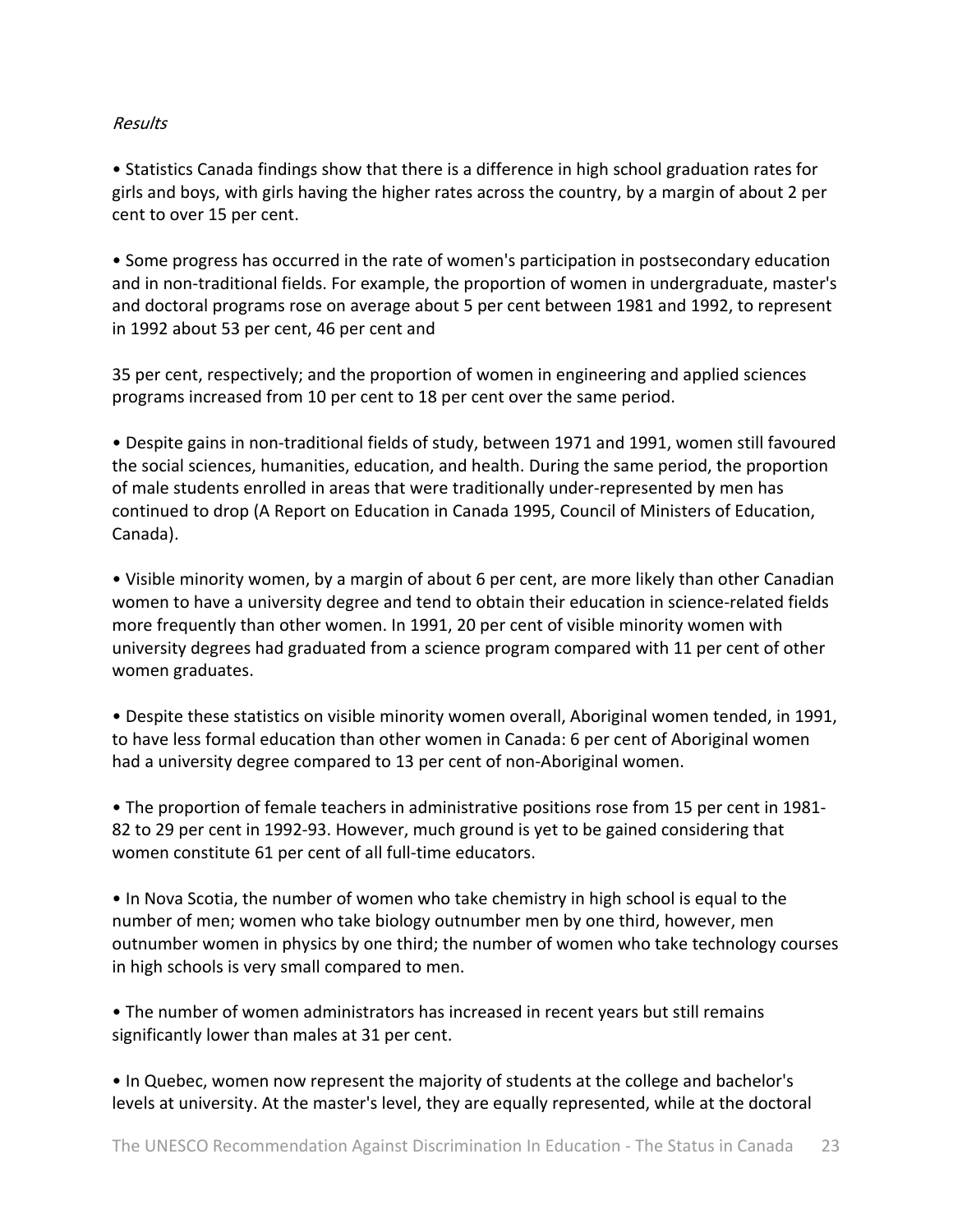*Results*

• Statistics Canada findings show that there is a difference in high school graduation rates for girls and boys, with girls having the higher rates across the country, by a margin of about 2 per cent to over 15 per cent.

• Some progress has occurred in the rate of women's participation in postsecondary education and in non-traditional fields. For example, the proportion of women in undergraduate, master's and doctoral programs rose on average about 5 per cent between 1981 and 1992, to represent in 1992 about 53 per cent, 46 per cent and 35 per cent, respectively; and the proportion of women in engineering and applied sciences programs increased from 10 per cent to 18 per cent over the same period.

• Despite gains in non-traditional fields of study, between 1971 and 1991, women still favoured the social sciences, humanities, education, and health. During the same period, the proportion of male students enrolled in areas that were traditionally under-represented by men has continued to drop (A Report on Education in Canada 1995, Council of Ministers of Education, Canada).

• Visible minority women, by a margin of about 6 per cent, are more likely than other Canadian women to have a university degree and tend to obtain their education in science-related fields more frequently than other women. In 1991, 20 per cent of visible minority women with university degrees had graduated from a science program compared with 11 per cent of other women graduates.

• Despite these statistics on visible minority women overall, Aboriginal women tended, in 1991, to have less formal education than other women in Canada: 6 per cent of Aboriginal women had a university degree compared to 13 per cent of non-Aboriginal women.

• The proportion of female teachers in administrative positions rose from 15 per cent in 1981-82 to 29 per cent in 1992-93. However, much ground is yet to be gained considering that women constitute 61 per cent of all full-time educators.

• In Nova Scotia, the number of women who take chemistry in high school is equal to the number of men; women who take biology outnumber men by one third, however, men outnumber women in physics by one third; the number of women who take technology courses in high schools is very small compared to men.

• The number of women administrators has increased in recent years but still remains significantly lower than males at 31 per cent.

• In Quebec, women now represent the majority of students at the college and bachelor's levels at university. At the master's level, they are equally represented, while at the doctoral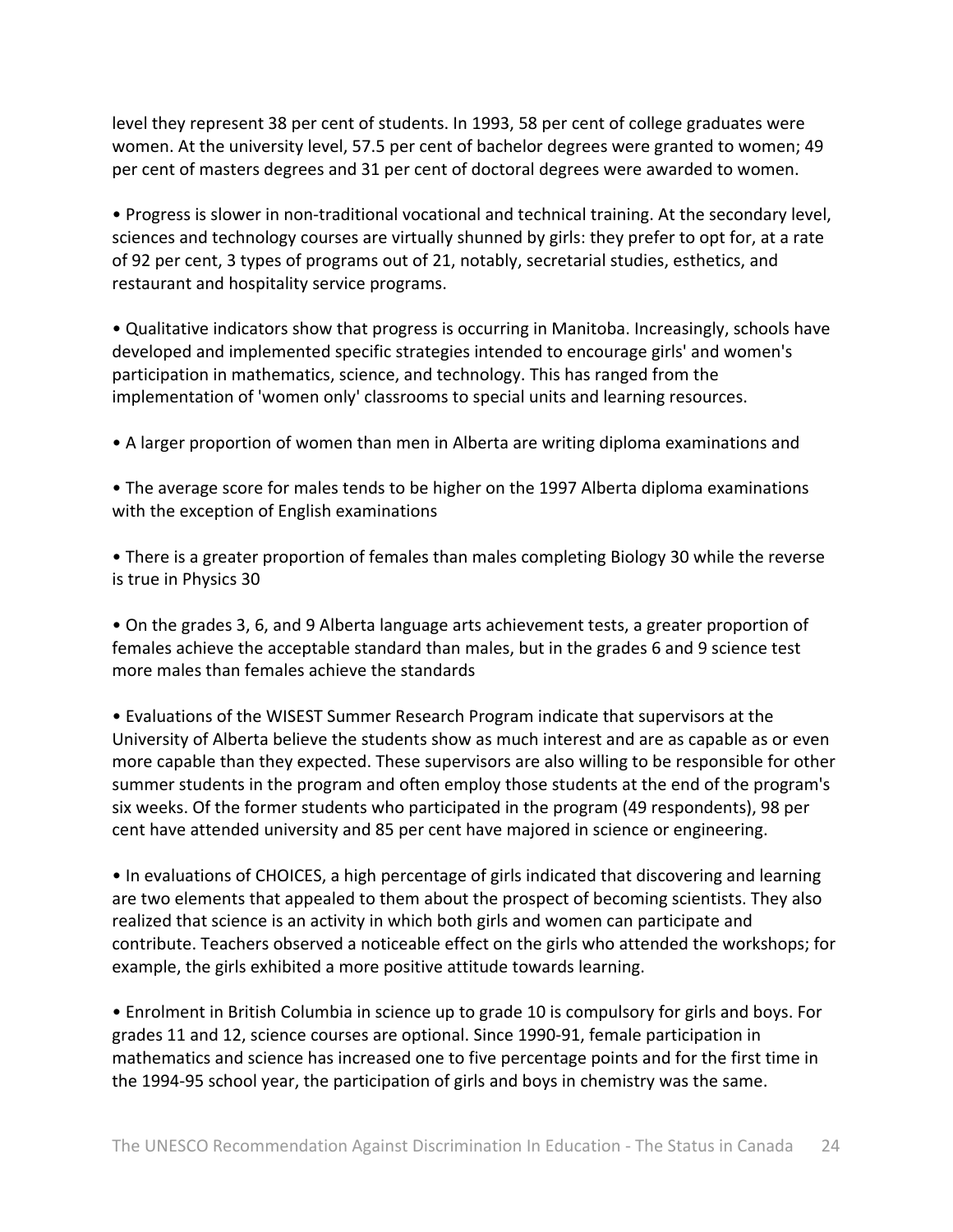level they represent 38 per cent of students. In 1993, 58 per cent of college graduates were women. At the university level, 57.5 per cent of bachelor degrees were granted to women; 49 per cent of masters degrees and 31 per cent of doctoral degrees were awarded to women.

- Progress is slower in non-traditional vocational and technical training. At the secondary level, sciences and technology courses are virtually shunned by girls: they prefer to opt for, at a rate of 92 per cent, 3 types of programs out of 21, notably, secretarial studies, esthetics, and restaurant and hospitality service programs.

- Qualitative indicators show that progress is occurring in Manitoba. Increasingly, schools have developed and implemented specific strategies intended to encourage girls' and women's participation in mathematics, science, and technology. This has ranged from the implementation of 'women only' classrooms to special units and learning resources.

- A larger proportion of women than men in Alberta are writing diploma examinations and

- The average score for males tends to be higher on the 1997 Alberta diploma examinations with the exception of English examinations

- There is a greater proportion of females than males completing Biology 30 while the reverse is true in Physics 30

- On the grades 3, 6, and 9 Alberta language arts achievement tests, a greater proportion of females achieve the acceptable standard than males, but in the grades 6 and 9 science test more males than females achieve the standards

- Evaluations of the WISEST Summer Research Program indicate that supervisors at the University of Alberta believe the students show as much interest and are as capable as or even more capable than they expected. These supervisors are also willing to be responsible for other summer students in the program and often employ those students at the end of the program's six weeks. Of the former students who participated in the program (49 respondents), 98 per cent have attended university and 85 per cent have majored in science or engineering.

- In evaluations of CHOICES, a high percentage of girls indicated that discovering and learning are two elements that appealed to them about the prospect of becoming scientists. They also realized that science is an activity in which both girls and women can participate and contribute. Teachers observed a noticeable effect on the girls who attended the workshops; for example, the girls exhibited a more positive attitude towards learning.

- Enrolment in British Columbia in science up to grade 10 is compulsory for girls and boys. For grades 11 and 12, science courses are optional. Since 1990-91, female participation in mathematics and science has increased one to five percentage points and for the first time in the 1994-95 school year, the participation of girls and boys in chemistry was the same.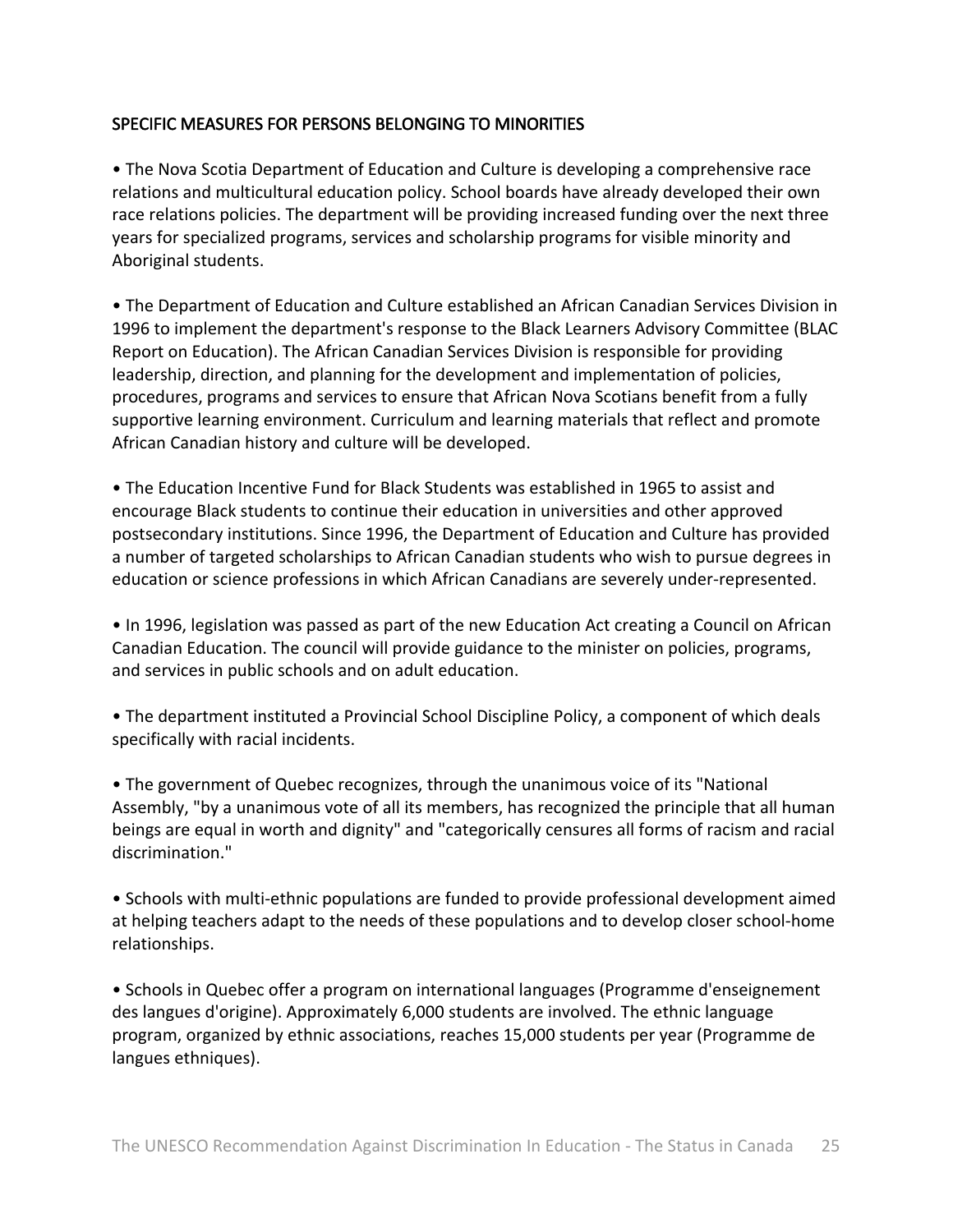SPECIFIC MEASURES FOR PERSONS BELONGING TO MINORITIES

- The Nova Scotia Department of Education and Culture is developing a comprehensive race relations and multicultural education policy. School boards have already developed their own race relations policies. The department will be providing increased funding over the next three years for specialized programs, services and scholarship programs for visible minority and Aboriginal students.

- The Department of Education and Culture established an African Canadian Services Division in 1996 to implement the department's response to the Black Learners Advisory Committee (BLAC Report on Education). The African Canadian Services Division is responsible for providing leadership, direction, and planning for the development and implementation of policies, procedures, programs and services to ensure that African Nova Scotians benefit from a fully supportive learning environment. Curriculum and learning materials that reflect and promote African Canadian history and culture will be developed.

- The Education Incentive Fund for Black Students was established in 1965 to assist and encourage Black students to continue their education in universities and other approved postsecondary institutions. Since 1996, the Department of Education and Culture has provided a number of targeted scholarships to African Canadian students who wish to pursue degrees in education or science professions in which African Canadians are severely under-represented.

- In 1996, legislation was passed as part of the new Education Act creating a Council on African Canadian Education. The council will provide guidance to the minister on policies, programs, and services in public schools and on adult education.

- The department instituted a Provincial School Discipline Policy, a component of which deals specifically with racial incidents.

- The government of Quebec recognizes, through the unanimous voice of its "National Assembly, "by a unanimous vote of all its members, has recognized the principle that all human beings are equal in worth and dignity" and "categorically censures all forms of racism and racial discrimination."

- Schools with multi-ethnic populations are funded to provide professional development aimed at helping teachers adapt to the needs of these populations and to develop closer school-home relationships.

- Schools in Quebec offer a program on international languages (Programme d'enseignement des langues d'origine). Approximately 6,000 students are involved. The ethnic language program, organized by ethnic associations, reaches 15,000 students per year (Programme de langues ethniques).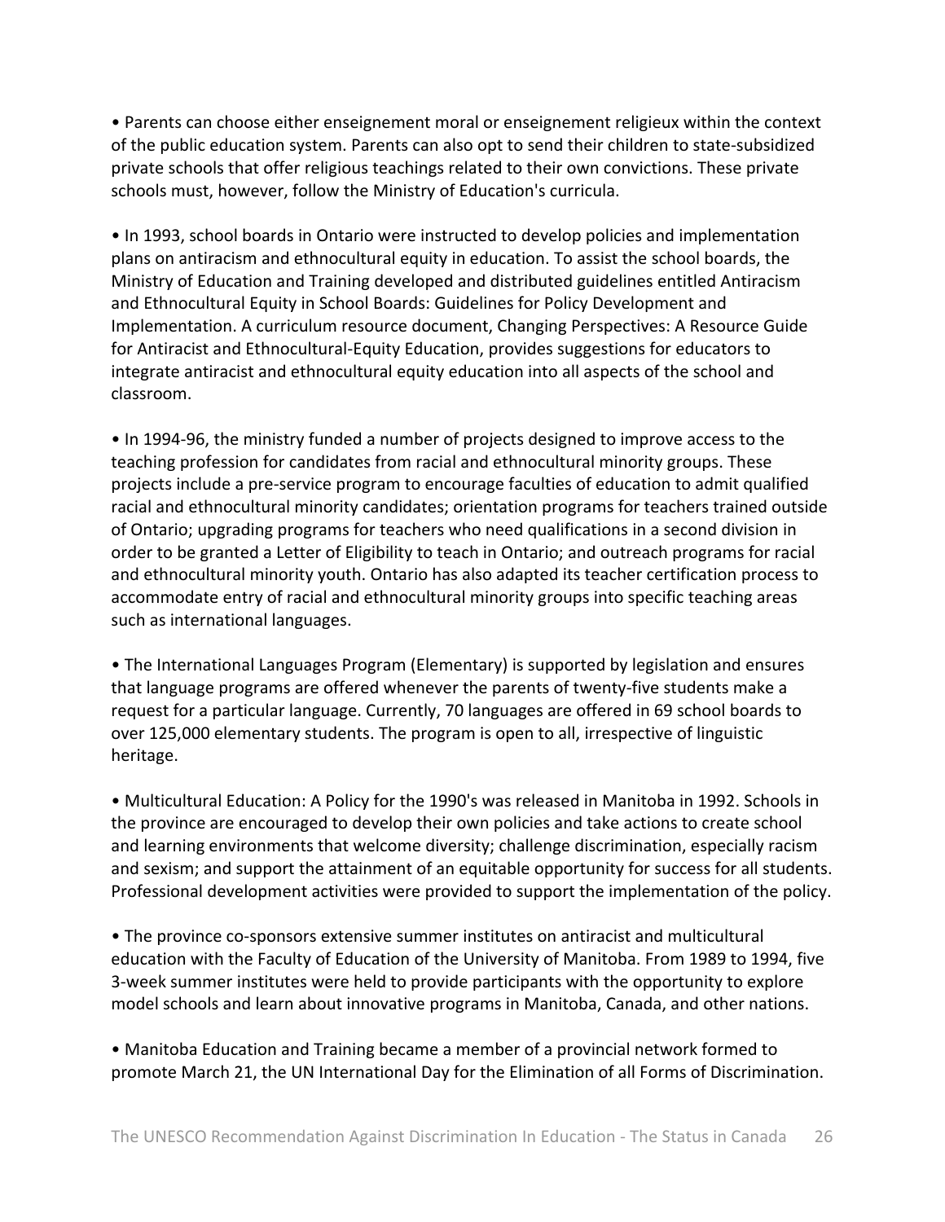• Parents can choose either enseignement moral or enseignement religieux within the context of the public education system. Parents can also opt to send their children to state-subsidized private schools that offer religious teachings related to their own convictions. These private schools must, however, follow the Ministry of Education's curricula.

• In 1993, school boards in Ontario were instructed to develop policies and implementation plans on antiracism and ethnocultural equity in education. To assist the school boards, the Ministry of Education and Training developed and distributed guidelines entitled Antiracism and Ethnocultural Equity in School Boards: Guidelines for Policy Development and Implementation. A curriculum resource document, Changing Perspectives: A Resource Guide for Antiracist and Ethnocultural-Equity Education, provides suggestions for educators to integrate antiracist and ethnocultural equity education into all aspects of the school and classroom.

• In 1994-96, the ministry funded a number of projects designed to improve access to the teaching profession for candidates from racial and ethnocultural minority groups. These projects include a pre-service program to encourage faculties of education to admit qualified racial and ethnocultural minority candidates; orientation programs for teachers trained outside of Ontario; upgrading programs for teachers who need qualifications in a second division in order to be granted a Letter of Eligibility to teach in Ontario; and outreach programs for racial and ethnocultural minority youth. Ontario has also adapted its teacher certification process to accommodate entry of racial and ethnocultural minority groups into specific teaching areas such as international languages.

• The International Languages Program (Elementary) is supported by legislation and ensures that language programs are offered whenever the parents of twenty-five students make a request for a particular language. Currently, 70 languages are offered in 69 school boards to over 125,000 elementary students. The program is open to all, irrespective of linguistic heritage.

• Multicultural Education: A Policy for the 1990's was released in Manitoba in 1992. Schools in the province are encouraged to develop their own policies and take actions to create school and learning environments that welcome diversity; challenge discrimination, especially racism and sexism; and support the attainment of an equitable opportunity for success for all students. Professional development activities were provided to support the implementation of the policy.

• The province co-sponsors extensive summer institutes on antiracist and multicultural education with the Faculty of Education of the University of Manitoba. From 1989 to 1994, five 3-week summer institutes were held to provide participants with the opportunity to explore model schools and learn about innovative programs in Manitoba, Canada, and other nations.

• Manitoba Education and Training became a member of a provincial network formed to promote March 21, the UN International Day for the Elimination of all Forms of Discrimination.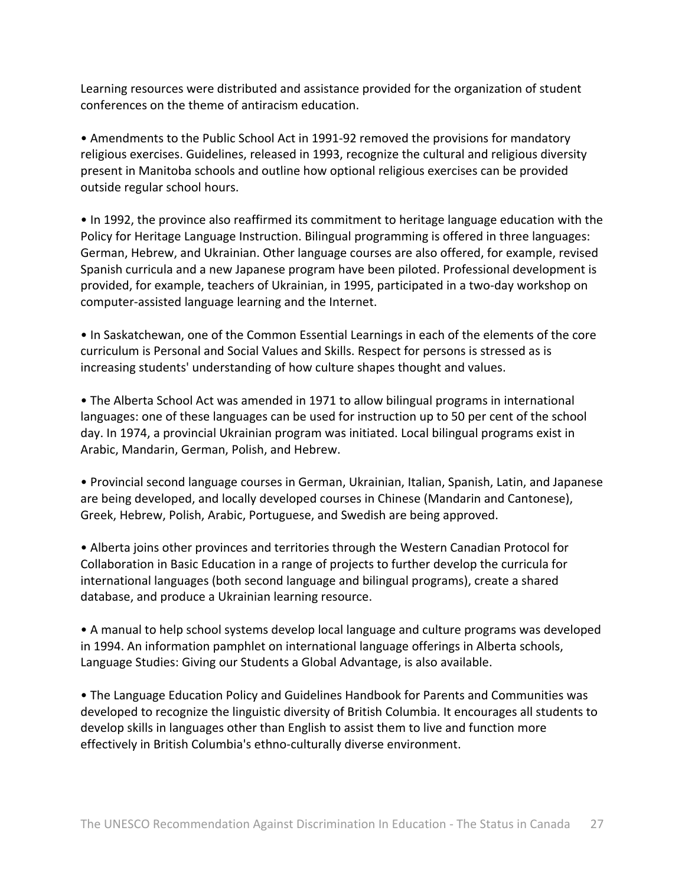Learning resources were distributed and assistance provided for the organization of student conferences on the theme of antiracism education.

- Amendments to the Public School Act in 1991-92 removed the provisions for mandatory religious exercises. Guidelines, released in 1993, recognize the cultural and religious diversity present in Manitoba schools and outline how optional religious exercises can be provided outside regular school hours.

- In 1992, the province also reaffirmed its commitment to heritage language education with the Policy for Heritage Language Instruction. Bilingual programming is offered in three languages: German, Hebrew, and Ukrainian. Other language courses are also offered, for example, revised Spanish curricula and a new Japanese program have been piloted. Professional development is provided, for example, teachers of Ukrainian, in 1995, participated in a two-day workshop on computer-assisted language learning and the Internet.

- In Saskatchewan, one of the Common Essential Learnings in each of the elements of the core curriculum is Personal and Social Values and Skills. Respect for persons is stressed as is increasing students' understanding of how culture shapes thought and values.

- The Alberta School Act was amended in 1971 to allow bilingual programs in international languages: one of these languages can be used for instruction up to 50 per cent of the school day. In 1974, a provincial Ukrainian program was initiated. Local bilingual programs exist in Arabic, Mandarin, German, Polish, and Hebrew.

- Provincial second language courses in German, Ukrainian, Italian, Spanish, Latin, and Japanese are being developed, and locally developed courses in Chinese (Mandarin and Cantonese), Greek, Hebrew, Polish, Arabic, Portuguese, and Swedish are being approved.

- Alberta joins other provinces and territories through the Western Canadian Protocol for Collaboration in Basic Education in a range of projects to further develop the curricula for international languages (both second language and bilingual programs), create a shared database, and produce a Ukrainian learning resource.

- A manual to help school systems develop local language and culture programs was developed in 1994. An information pamphlet on international language offerings in Alberta schools, Language Studies: Giving our Students a Global Advantage, is also available.

- The Language Education Policy and Guidelines Handbook for Parents and Communities was developed to recognize the linguistic diversity of British Columbia. It encourages all students to develop skills in languages other than English to assist them to live and function more effectively in British Columbia's ethno-culturally diverse environment.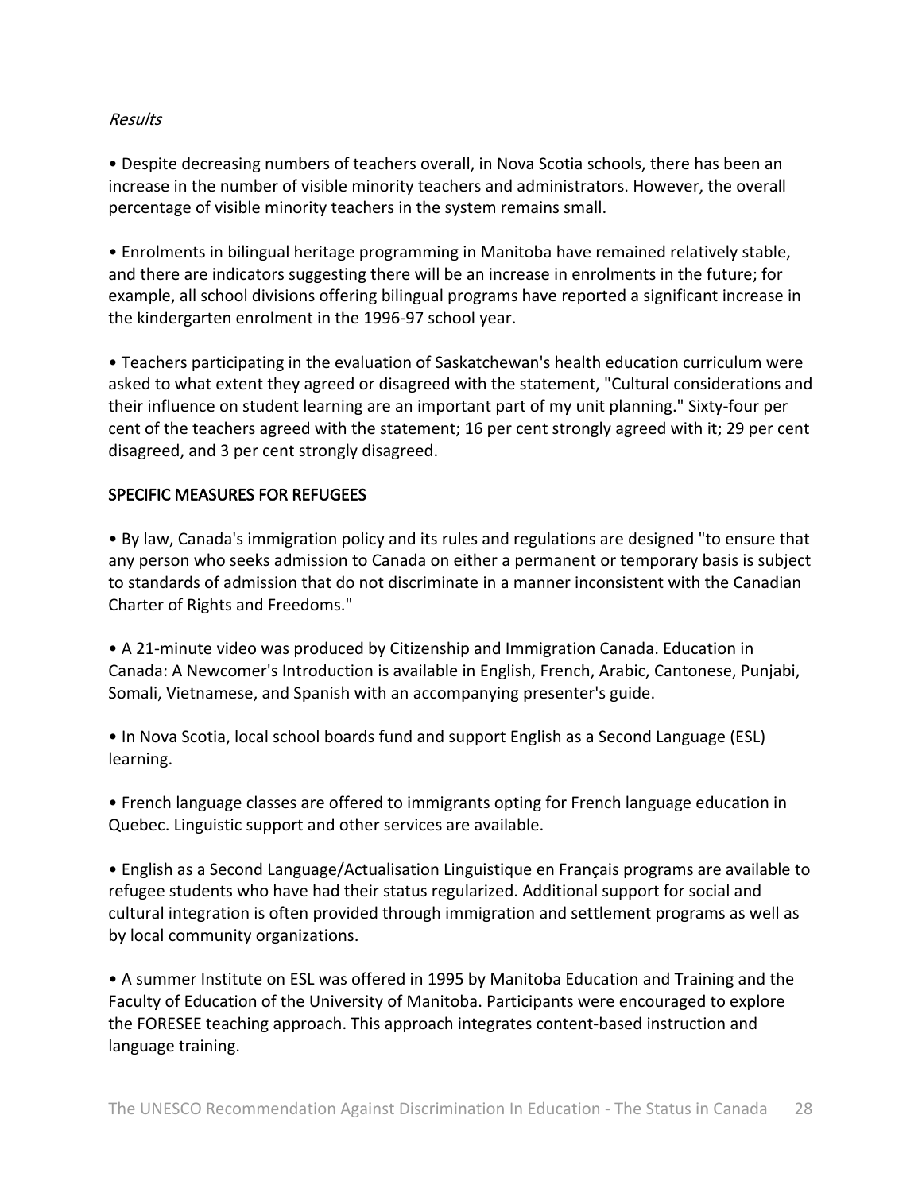*Results*

- Despite decreasing numbers of teachers overall, in Nova Scotia schools, there has been an increase in the number of visible minority teachers and administrators. However, the overall percentage of visible minority teachers in the system remains small.

- Enrolments in bilingual heritage programming in Manitoba have remained relatively stable, and there are indicators suggesting there will be an increase in enrolments in the future; for example, all school divisions offering bilingual programs have reported a significant increase in the kindergarten enrolment in the 1996-97 school year.

- Teachers participating in the evaluation of Saskatchewan's health education curriculum were asked to what extent they agreed or disagreed with the statement, "Cultural considerations and their influence on student learning are an important part of my unit planning." Sixty-four per cent of the teachers agreed with the statement; 16 per cent strongly agreed with it; 29 per cent disagreed, and 3 per cent strongly disagreed.

## SPECIFIC MEASURES FOR REFUGEES

- By law, Canada's immigration policy and its rules and regulations are designed "to ensure that any person who seeks admission to Canada on either a permanent or temporary basis is subject to standards of admission that do not discriminate in a manner inconsistent with the Canadian Charter of Rights and Freedoms."

- A 21-minute video was produced by Citizenship and Immigration Canada. Education in Canada: A Newcomer's Introduction is available in English, French, Arabic, Cantonese, Punjabi, Somali, Vietnamese, and Spanish with an accompanying presenter's guide.

- In Nova Scotia, local school boards fund and support English as a Second Language (ESL) learning.

- French language classes are offered to immigrants opting for French language education in Quebec. Linguistic support and other services are available.

- English as a Second Language/Actualisation Linguistique en Français programs are available to refugee students who have had their status regularized. Additional support for social and cultural integration is often provided through immigration and settlement programs as well as by local community organizations.

- A summer Institute on ESL was offered in 1995 by Manitoba Education and Training and the Faculty of Education of the University of Manitoba. Participants were encouraged to explore the FORESEE teaching approach. This approach integrates content-based instruction and language training.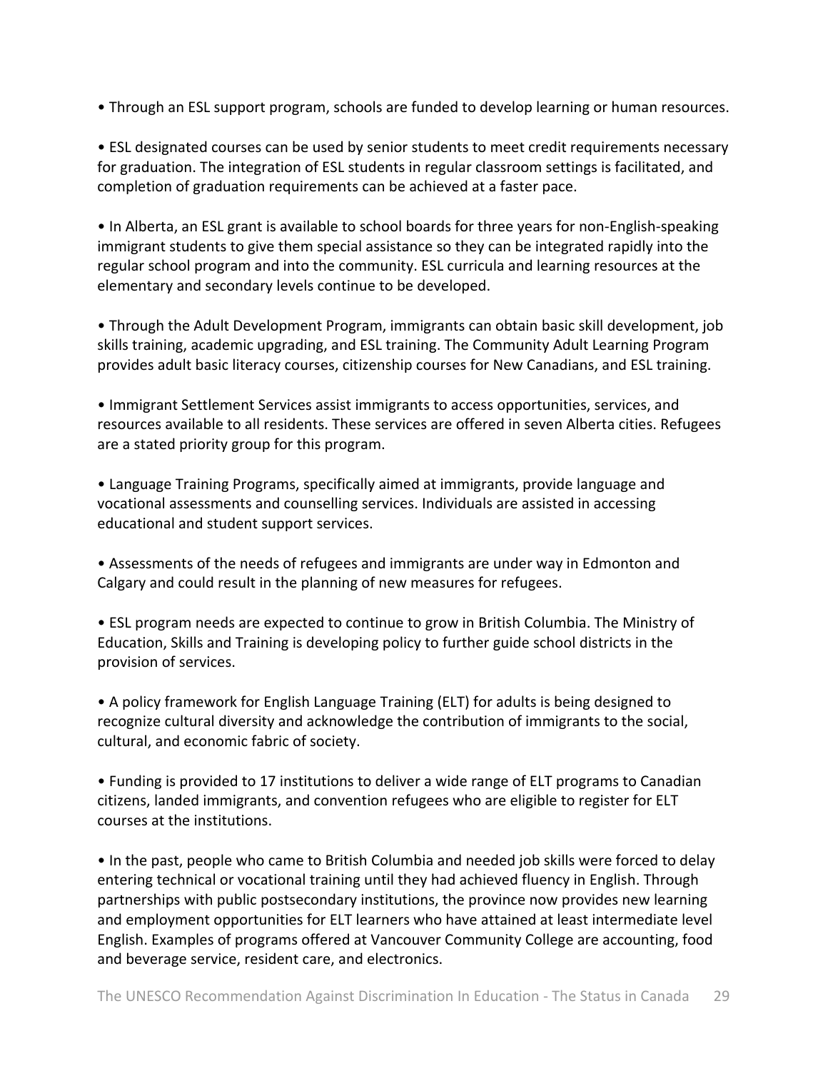- Through an ESL support program, schools are funded to develop learning or human resources.

- ESL designated courses can be used by senior students to meet credit requirements necessary for graduation. The integration of ESL students in regular classroom settings is facilitated, and completion of graduation requirements can be achieved at a faster pace.

- In Alberta, an ESL grant is available to school boards for three years for non-English-speaking immigrant students to give them special assistance so they can be integrated rapidly into the regular school program and into the community. ESL curricula and learning resources at the elementary and secondary levels continue to be developed.

- Through the Adult Development Program, immigrants can obtain basic skill development, job skills training, academic upgrading, and ESL training. The Community Adult Learning Program provides adult basic literacy courses, citizenship courses for New Canadians, and ESL training.

- Immigrant Settlement Services assist immigrants to access opportunities, services, and resources available to all residents. These services are offered in seven Alberta cities. Refugees are a stated priority group for this program.

- Language Training Programs, specifically aimed at immigrants, provide language and vocational assessments and counselling services. Individuals are assisted in accessing educational and student support services.

- Assessments of the needs of refugees and immigrants are under way in Edmonton and Calgary and could result in the planning of new measures for refugees.

- ESL program needs are expected to continue to grow in British Columbia. The Ministry of Education, Skills and Training is developing policy to further guide school districts in the provision of services.

- A policy framework for English Language Training (ELT) for adults is being designed to recognize cultural diversity and acknowledge the contribution of immigrants to the social, cultural, and economic fabric of society.

- Funding is provided to 17 institutions to deliver a wide range of ELT programs to Canadian citizens, landed immigrants, and convention refugees who are eligible to register for ELT courses at the institutions.

- In the past, people who came to British Columbia and needed job skills were forced to delay entering technical or vocational training until they had achieved fluency in English. Through partnerships with public postsecondary institutions, the province now provides new learning and employment opportunities for ELT learners who have attained at least intermediate level English. Examples of programs offered at Vancouver Community College are accounting, food and beverage service, resident care, and electronics.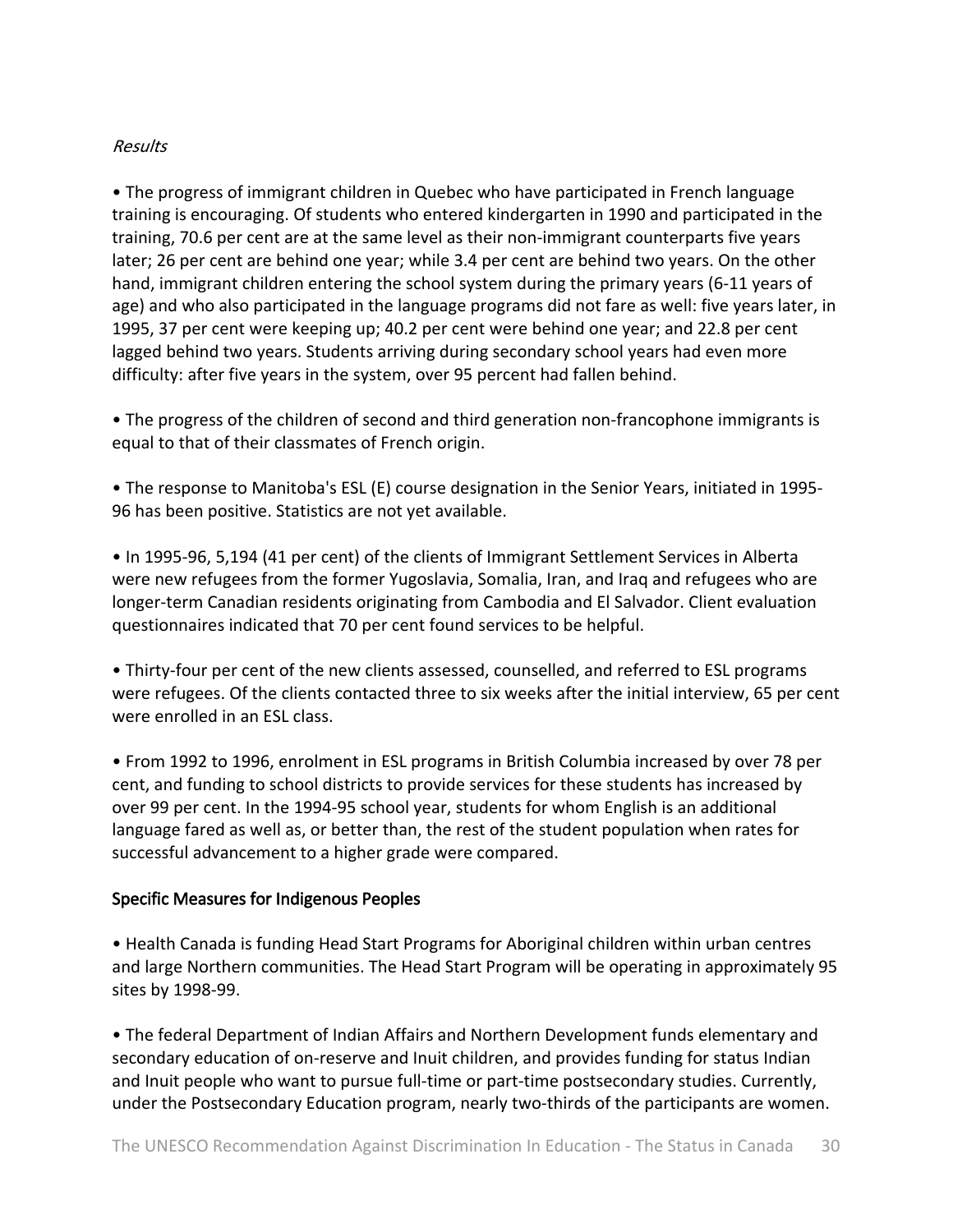*Results*

- The progress of immigrant children in Quebec who have participated in French language training is encouraging. Of students who entered kindergarten in 1990 and participated in the training, 70.6 per cent are at the same level as their non-immigrant counterparts five years later; 26 per cent are behind one year; while 3.4 per cent are behind two years. On the other hand, immigrant children entering the school system during the primary years (6-11 years of age) and who also participated in the language programs did not fare as well: five years later, in 1995, 37 per cent were keeping up; 40.2 per cent were behind one year; and 22.8 per cent lagged behind two years. Students arriving during secondary school years had even more difficulty: after five years in the system, over 95 percent had fallen behind.

- The progress of the children of second and third generation non-francophone immigrants is equal to that of their classmates of French origin.

- The response to Manitoba's ESL (E) course designation in the Senior Years, initiated in 1995-96 has been positive. Statistics are not yet available.

- In 1995-96, 5,194 (41 per cent) of the clients of Immigrant Settlement Services in Alberta were new refugees from the former Yugoslavia, Somalia, Iran, and Iraq and refugees who are longer-term Canadian residents originating from Cambodia and El Salvador. Client evaluation questionnaires indicated that 70 per cent found services to be helpful.

- Thirty-four per cent of the new clients assessed, counselled, and referred to ESL programs were refugees. Of the clients contacted three to six weeks after the initial interview, 65 per cent were enrolled in an ESL class.

- From 1992 to 1996, enrolment in ESL programs in British Columbia increased by over 78 per cent, and funding to school districts to provide services for these students has increased by over 99 per cent. In the 1994-95 school year, students for whom English is an additional language fared as well as, or better than, the rest of the student population when rates for successful advancement to a higher grade were compared.

### Specific Measures for Indigenous Peoples

- Health Canada is funding Head Start Programs for Aboriginal children within urban centres and large Northern communities. The Head Start Program will be operating in approximately 95 sites by 1998-99.

- The federal Department of Indian Affairs and Northern Development funds elementary and secondary education of on-reserve and Inuit children, and provides funding for status Indian and Inuit people who want to pursue full-time or part-time postsecondary studies. Currently, under the Postsecondary Education program, nearly two-thirds of the participants are women.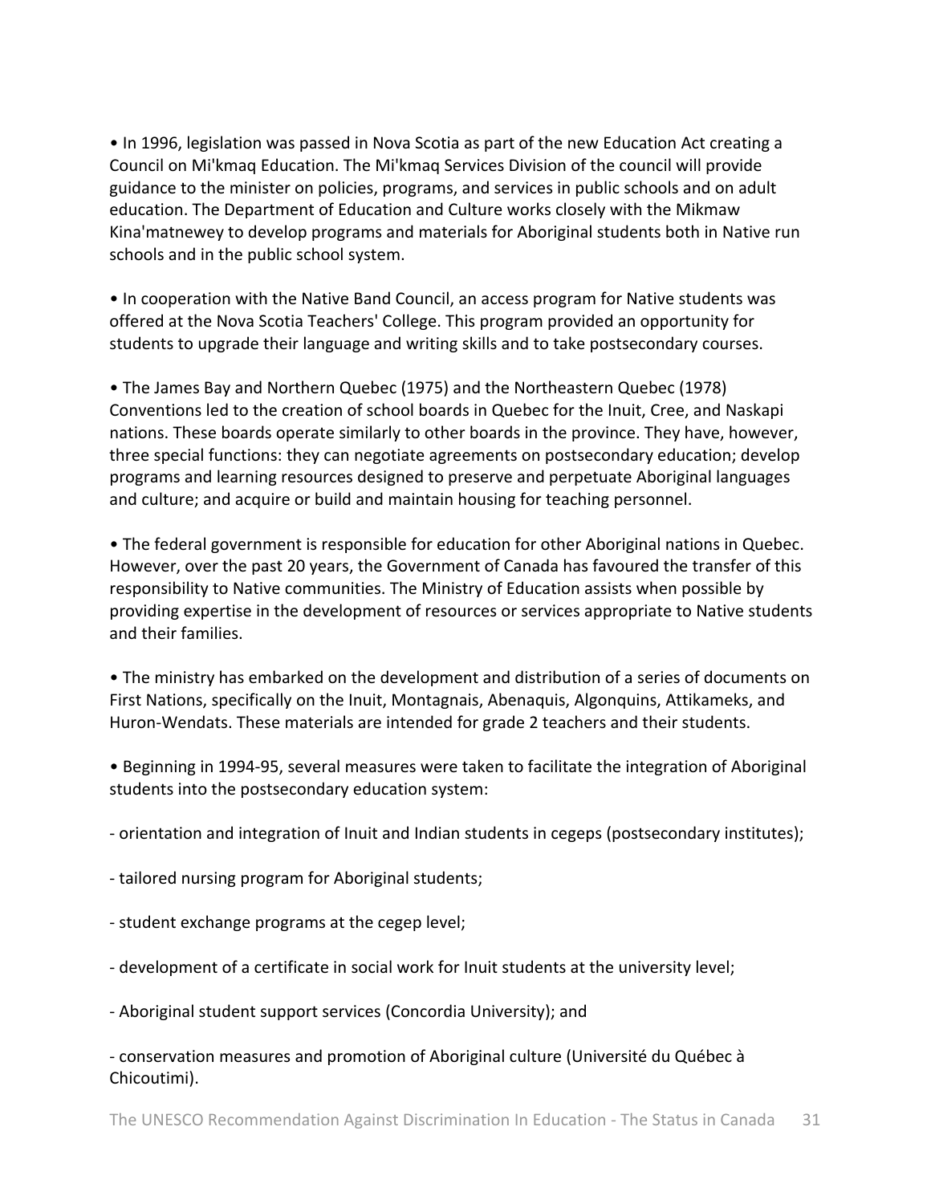• In 1996, legislation was passed in Nova Scotia as part of the new Education Act creating a Council on Mi'kmaq Education. The Mi'kmaq Services Division of the council will provide guidance to the minister on policies, programs, and services in public schools and on adult education. The Department of Education and Culture works closely with the Mikmaw Kina'matnewey to develop programs and materials for Aboriginal students both in Native run schools and in the public school system.

• In cooperation with the Native Band Council, an access program for Native students was offered at the Nova Scotia Teachers' College. This program provided an opportunity for students to upgrade their language and writing skills and to take postsecondary courses.

• The James Bay and Northern Quebec (1975) and the Northeastern Quebec (1978) Conventions led to the creation of school boards in Quebec for the Inuit, Cree, and Naskapi nations. These boards operate similarly to other boards in the province. They have, however, three special functions: they can negotiate agreements on postsecondary education; develop programs and learning resources designed to preserve and perpetuate Aboriginal languages and culture; and acquire or build and maintain housing for teaching personnel.

• The federal government is responsible for education for other Aboriginal nations in Quebec. However, over the past 20 years, the Government of Canada has favoured the transfer of this responsibility to Native communities. The Ministry of Education assists when possible by providing expertise in the development of resources or services appropriate to Native students and their families.

• The ministry has embarked on the development and distribution of a series of documents on First Nations, specifically on the Inuit, Montagnais, Abenaquis, Algonquins, Attikameks, and Huron-Wendats. These materials are intended for grade 2 teachers and their students.

• Beginning in 1994-95, several measures were taken to facilitate the integration of Aboriginal students into the postsecondary education system:

- orientation and integration of Inuit and Indian students in cegeps (postsecondary institutes);

- tailored nursing program for Aboriginal students;

- student exchange programs at the cegep level;

- development of a certificate in social work for Inuit students at the university level;

- Aboriginal student support services (Concordia University); and

- conservation measures and promotion of Aboriginal culture (Université du Québec à Chicoutimi).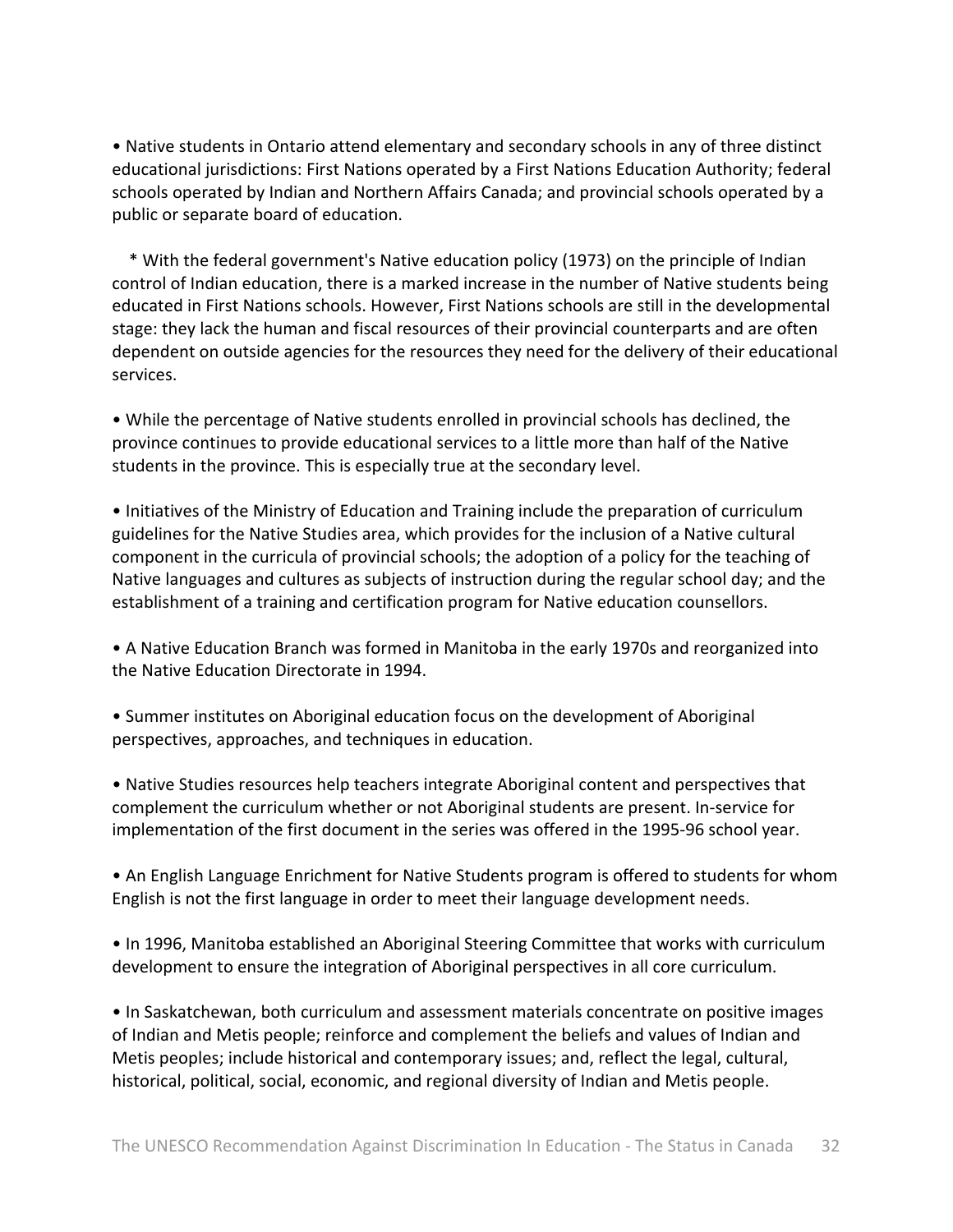- Native students in Ontario attend elementary and secondary schools in any of three distinct educational jurisdictions: First Nations operated by a First Nations Education Authority; federal schools operated by Indian and Northern Affairs Canada; and provincial schools operated by a public or separate board of education.

    * With the federal government's Native education policy (1973) on the principle of Indian control of Indian education, there is a marked increase in the number of Native students being educated in First Nations schools. However, First Nations schools are still in the developmental stage: they lack the human and fiscal resources of their provincial counterparts and are often dependent on outside agencies for the resources they need for the delivery of their educational services.

- While the percentage of Native students enrolled in provincial schools has declined, the province continues to provide educational services to a little more than half of the Native students in the province. This is especially true at the secondary level.

- Initiatives of the Ministry of Education and Training include the preparation of curriculum guidelines for the Native Studies area, which provides for the inclusion of a Native cultural component in the curricula of provincial schools; the adoption of a policy for the teaching of Native languages and cultures as subjects of instruction during the regular school day; and the establishment of a training and certification program for Native education counsellors.

- A Native Education Branch was formed in Manitoba in the early 1970s and reorganized into the Native Education Directorate in 1994.

- Summer institutes on Aboriginal education focus on the development of Aboriginal perspectives, approaches, and techniques in education.

- Native Studies resources help teachers integrate Aboriginal content and perspectives that complement the curriculum whether or not Aboriginal students are present. In-service for implementation of the first document in the series was offered in the 1995-96 school year.

- An English Language Enrichment for Native Students program is offered to students for whom English is not the first language in order to meet their language development needs.

- In 1996, Manitoba established an Aboriginal Steering Committee that works with curriculum development to ensure the integration of Aboriginal perspectives in all core curriculum.

- In Saskatchewan, both curriculum and assessment materials concentrate on positive images of Indian and Metis people; reinforce and complement the beliefs and values of Indian and Metis peoples; include historical and contemporary issues; and, reflect the legal, cultural, historical, political, social, economic, and regional diversity of Indian and Metis people.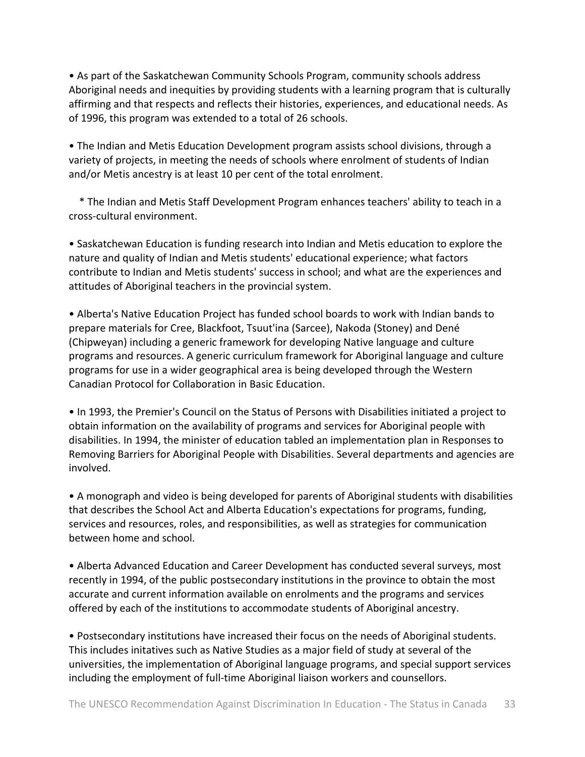• As part of the Saskatchewan Community Schools Program, community schools address Aboriginal needs and inequities by providing students with a learning program that is culturally affirming and that respects and reflects their histories, experiences, and educational needs. As of 1996, this program was extended to a total of 26 schools.

• The Indian and Metis Education Development program assists school divisions, through a variety of projects, in meeting the needs of schools where enrolment of students of Indian and/or Metis ancestry is at least 10 per cent of the total enrolment.

* The Indian and Metis Staff Development Program enhances teachers' ability to teach in a cross-cultural environment.

• Saskatchewan Education is funding research into Indian and Metis education to explore the nature and quality of Indian and Metis students' educational experience; what factors contribute to Indian and Metis students' success in school; and what are the experiences and attitudes of Aboriginal teachers in the provincial system.

• Alberta's Native Education Project has funded school boards to work with Indian bands to prepare materials for Cree, Blackfoot, Tsuut'ina (Sarcee), Nakoda (Stoney) and Dené (Chipweyan) including a generic framework for developing Native language and culture programs and resources. A generic curriculum framework for Aboriginal language and culture programs for use in a wider geographical area is being developed through the Western Canadian Protocol for Collaboration in Basic Education.

• In 1993, the Premier's Council on the Status of Persons with Disabilities initiated a project to obtain information on the availability of programs and services for Aboriginal people with disabilities. In 1994, the minister of education tabled an implementation plan in Responses to Removing Barriers for Aboriginal People with Disabilities. Several departments and agencies are involved.

• A monograph and video is being developed for parents of Aboriginal students with disabilities that describes the School Act and Alberta Education's expectations for programs, funding, services and resources, roles, and responsibilities, as well as strategies for communication between home and school.

• Alberta Advanced Education and Career Development has conducted several surveys, most recently in 1994, of the public postsecondary institutions in the province to obtain the most accurate and current information available on enrolments and the programs and services offered by each of the institutions to accommodate students of Aboriginal ancestry.

• Postsecondary institutions have increased their focus on the needs of Aboriginal students. This includes initatives such as Native Studies as a major field of study at several of the universities, the implementation of Aboriginal language programs, and special support services including the employment of full-time Aboriginal liaison workers and counsellors.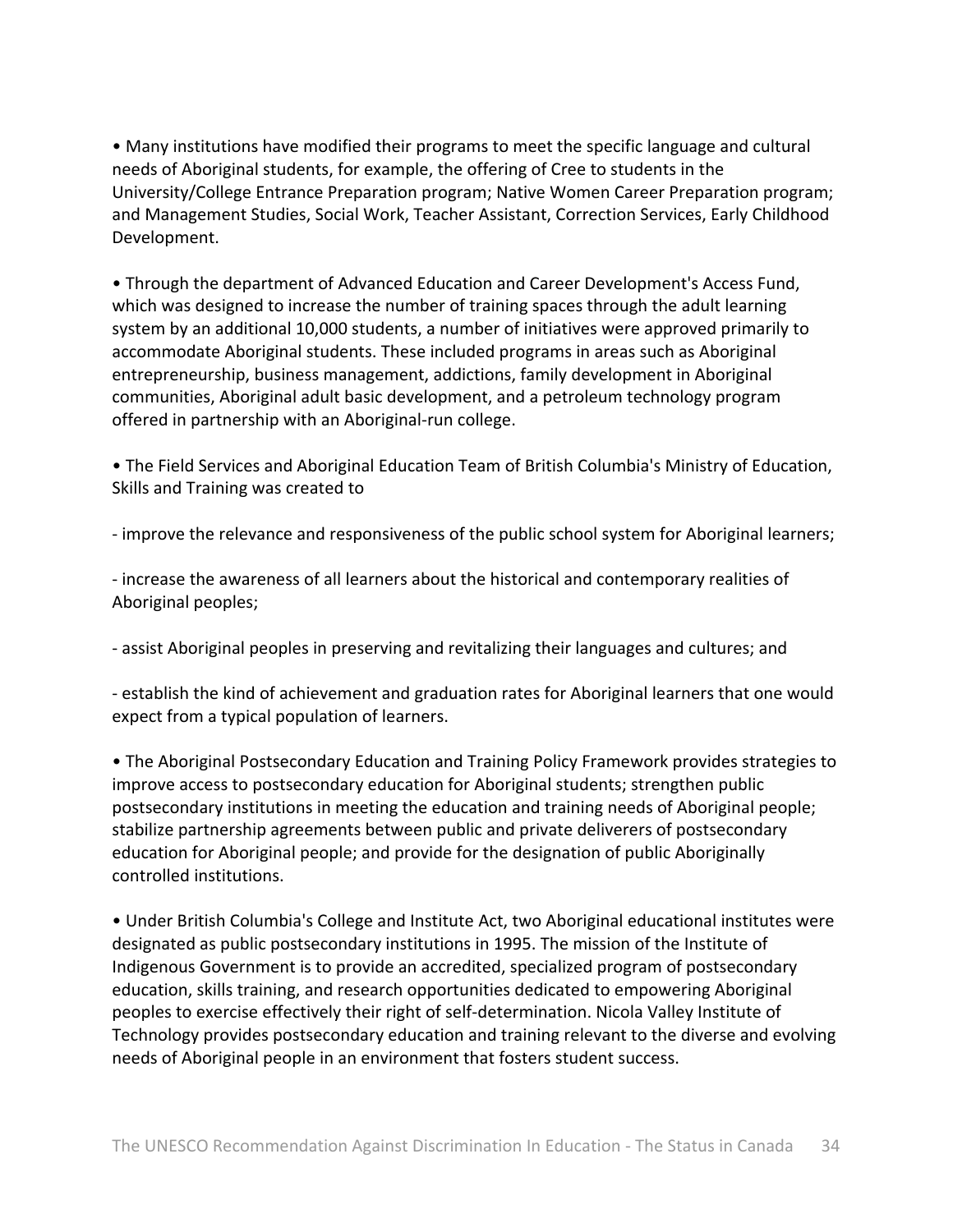- Many institutions have modified their programs to meet the specific language and cultural needs of Aboriginal students, for example, the offering of Cree to students in the University/College Entrance Preparation program; Native Women Career Preparation program; and Management Studies, Social Work, Teacher Assistant, Correction Services, Early Childhood Development.

- Through the department of Advanced Education and Career Development's Access Fund, which was designed to increase the number of training spaces through the adult learning system by an additional 10,000 students, a number of initiatives were approved primarily to accommodate Aboriginal students. These included programs in areas such as Aboriginal entrepreneurship, business management, addictions, family development in Aboriginal communities, Aboriginal adult basic development, and a petroleum technology program offered in partnership with an Aboriginal-run college.

- The Field Services and Aboriginal Education Team of British Columbia's Ministry of Education, Skills and Training was created to

  - improve the relevance and responsiveness of the public school system for Aboriginal learners;

  - increase the awareness of all learners about the historical and contemporary realities of Aboriginal peoples;

  - assist Aboriginal peoples in preserving and revitalizing their languages and cultures; and

  - establish the kind of achievement and graduation rates for Aboriginal learners that one would expect from a typical population of learners.

- The Aboriginal Postsecondary Education and Training Policy Framework provides strategies to improve access to postsecondary education for Aboriginal students; strengthen public postsecondary institutions in meeting the education and training needs of Aboriginal people; stabilize partnership agreements between public and private deliverers of postsecondary education for Aboriginal people; and provide for the designation of public Aboriginally controlled institutions.

- Under British Columbia's College and Institute Act, two Aboriginal educational institutes were designated as public postsecondary institutions in 1995. The mission of the Institute of Indigenous Government is to provide an accredited, specialized program of postsecondary education, skills training, and research opportunities dedicated to empowering Aboriginal peoples to exercise effectively their right of self-determination. Nicola Valley Institute of Technology provides postsecondary education and training relevant to the diverse and evolving needs of Aboriginal people in an environment that fosters student success.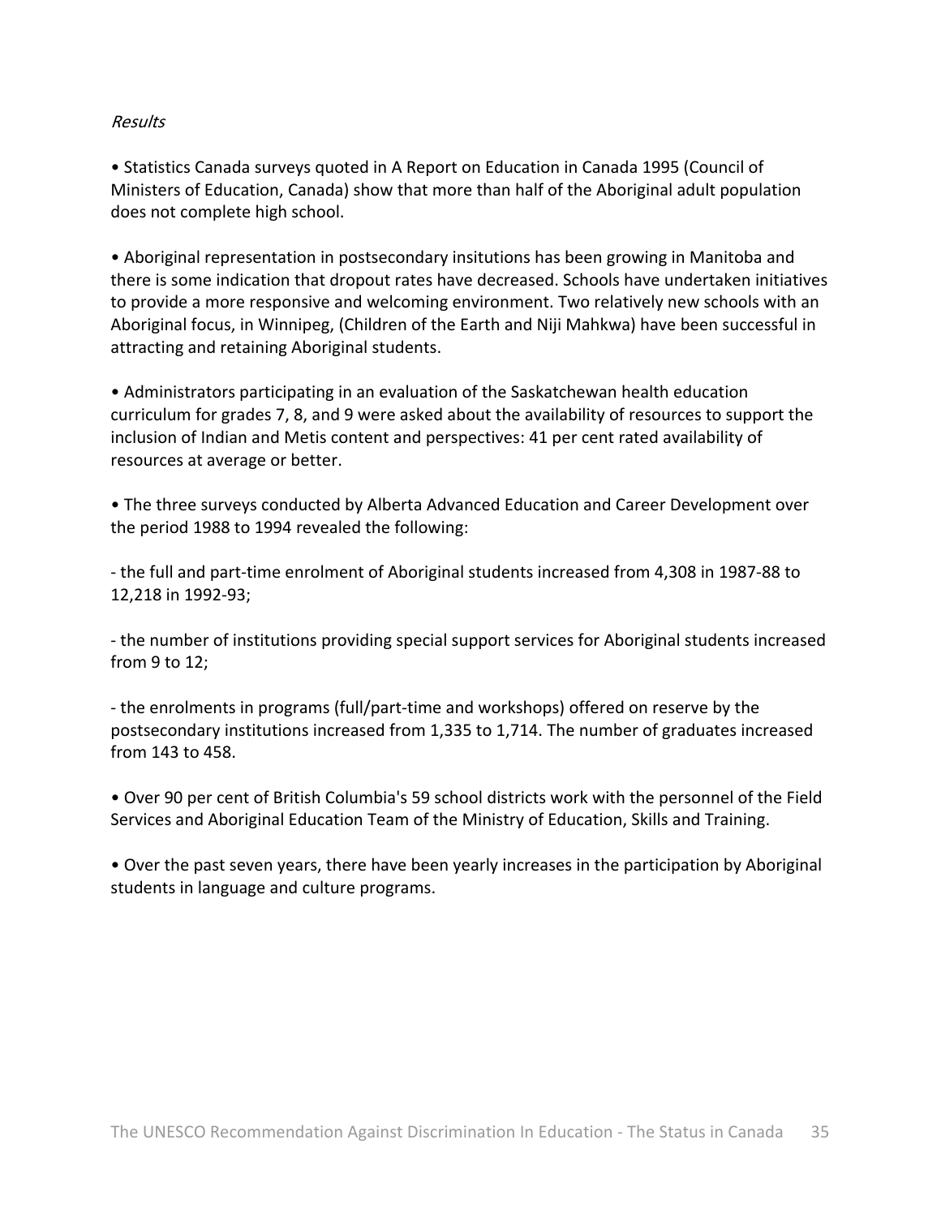*Results*

• Statistics Canada surveys quoted in A Report on Education in Canada 1995 (Council of Ministers of Education, Canada) show that more than half of the Aboriginal adult population does not complete high school.

• Aboriginal representation in postsecondary insitutions has been growing in Manitoba and there is some indication that dropout rates have decreased. Schools have undertaken initiatives to provide a more responsive and welcoming environment. Two relatively new schools with an Aboriginal focus, in Winnipeg, (Children of the Earth and Niji Mahkwa) have been successful in attracting and retaining Aboriginal students.

• Administrators participating in an evaluation of the Saskatchewan health education curriculum for grades 7, 8, and 9 were asked about the availability of resources to support the inclusion of Indian and Metis content and perspectives: 41 per cent rated availability of resources at average or better.

• The three surveys conducted by Alberta Advanced Education and Career Development over the period 1988 to 1994 revealed the following:

- the full and part-time enrolment of Aboriginal students increased from 4,308 in 1987-88 to 12,218 in 1992-93;

- the number of institutions providing special support services for Aboriginal students increased from 9 to 12;

- the enrolments in programs (full/part-time and workshops) offered on reserve by the postsecondary institutions increased from 1,335 to 1,714. The number of graduates increased from 143 to 458.

• Over 90 per cent of British Columbia's 59 school districts work with the personnel of the Field Services and Aboriginal Education Team of the Ministry of Education, Skills and Training.

• Over the past seven years, there have been yearly increases in the participation by Aboriginal students in language and culture programs.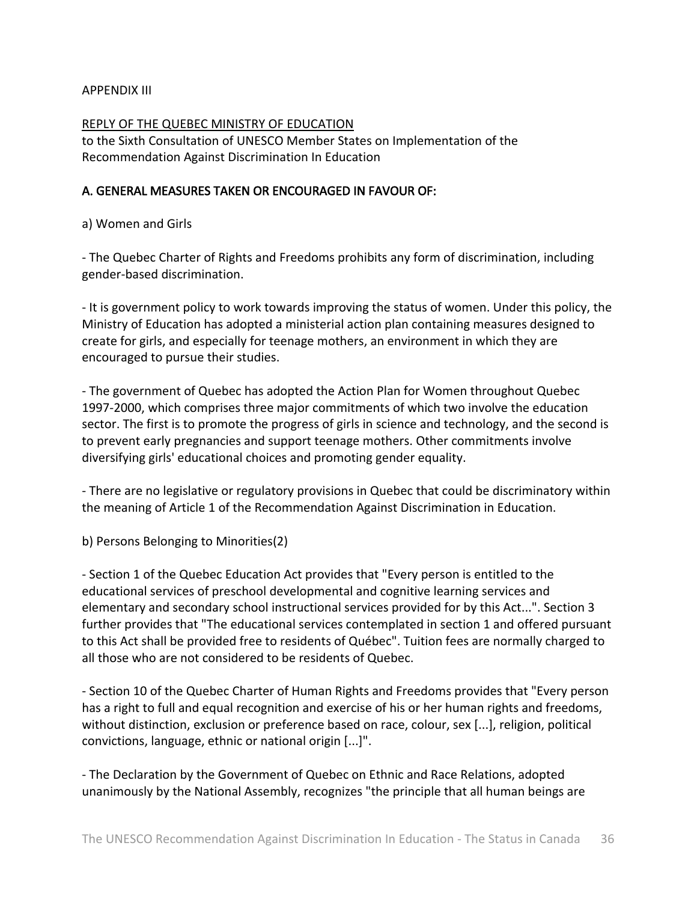APPENDIX III

REPLY OF THE QUEBEC MINISTRY OF EDUCATION
to the Sixth Consultation of UNESCO Member States on Implementation of the Recommendation Against Discrimination In Education

## A. GENERAL MEASURES TAKEN OR ENCOURAGED IN FAVOUR OF:

a) Women and Girls

- The Quebec Charter of Rights and Freedoms prohibits any form of discrimination, including gender-based discrimination.

- It is government policy to work towards improving the status of women. Under this policy, the Ministry of Education has adopted a ministerial action plan containing measures designed to create for girls, and especially for teenage mothers, an environment in which they are encouraged to pursue their studies.

- The government of Quebec has adopted the Action Plan for Women throughout Quebec 1997-2000, which comprises three major commitments of which two involve the education sector. The first is to promote the progress of girls in science and technology, and the second is to prevent early pregnancies and support teenage mothers. Other commitments involve diversifying girls' educational choices and promoting gender equality.

- There are no legislative or regulatory provisions in Quebec that could be discriminatory within the meaning of Article 1 of the Recommendation Against Discrimination in Education.

b) Persons Belonging to Minorities(2)

- Section 1 of the Quebec Education Act provides that "Every person is entitled to the educational services of preschool developmental and cognitive learning services and elementary and secondary school instructional services provided for by this Act...". Section 3 further provides that "The educational services contemplated in section 1 and offered pursuant to this Act shall be provided free to residents of Québec". Tuition fees are normally charged to all those who are not considered to be residents of Quebec.

- Section 10 of the Quebec Charter of Human Rights and Freedoms provides that "Every person has a right to full and equal recognition and exercise of his or her human rights and freedoms, without distinction, exclusion or preference based on race, colour, sex [...], religion, political convictions, language, ethnic or national origin [...]".

- The Declaration by the Government of Quebec on Ethnic and Race Relations, adopted unanimously by the National Assembly, recognizes "the principle that all human beings are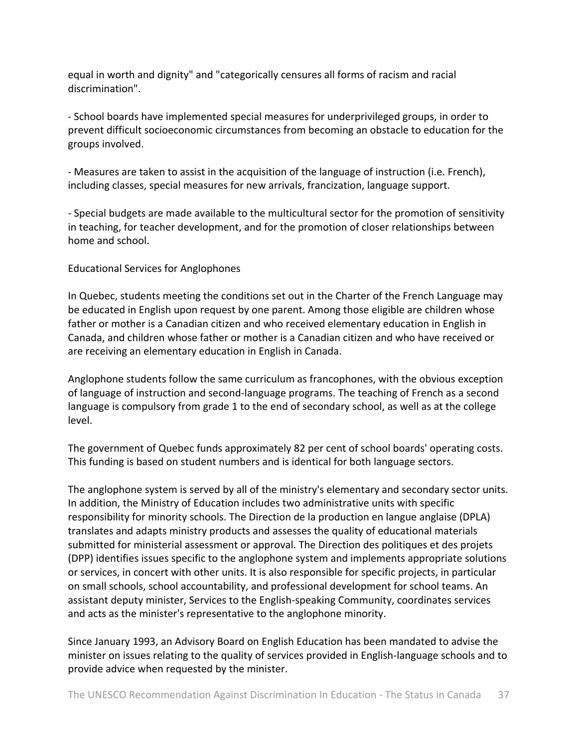equal in worth and dignity" and "categorically censures all forms of racism and racial discrimination".

- School boards have implemented special measures for underprivileged groups, in order to prevent difficult socioeconomic circumstances from becoming an obstacle to education for the groups involved.

- Measures are taken to assist in the acquisition of the language of instruction (i.e. French), including classes, special measures for new arrivals, francization, language support.

- Special budgets are made available to the multicultural sector for the promotion of sensitivity in teaching, for teacher development, and for the promotion of closer relationships between home and school.

Educational Services for Anglophones

In Quebec, students meeting the conditions set out in the Charter of the French Language may be educated in English upon request by one parent. Among those eligible are children whose father or mother is a Canadian citizen and who received elementary education in English in Canada, and children whose father or mother is a Canadian citizen and who have received or are receiving an elementary education in English in Canada.

Anglophone students follow the same curriculum as francophones, with the obvious exception of language of instruction and second-language programs. The teaching of French as a second language is compulsory from grade 1 to the end of secondary school, as well as at the college level.

The government of Quebec funds approximately 82 per cent of school boards' operating costs. This funding is based on student numbers and is identical for both language sectors.

The anglophone system is served by all of the ministry's elementary and secondary sector units. In addition, the Ministry of Education includes two administrative units with specific responsibility for minority schools. The Direction de la production en langue anglaise (DPLA) translates and adapts ministry products and assesses the quality of educational materials submitted for ministerial assessment or approval. The Direction des politiques et des projets (DPP) identifies issues specific to the anglophone system and implements appropriate solutions or services, in concert with other units. It is also responsible for specific projects, in particular on small schools, school accountability, and professional development for school teams. An assistant deputy minister, Services to the English-speaking Community, coordinates services and acts as the minister's representative to the anglophone minority.

Since January 1993, an Advisory Board on English Education has been mandated to advise the minister on issues relating to the quality of services provided in English-language schools and to provide advice when requested by the minister.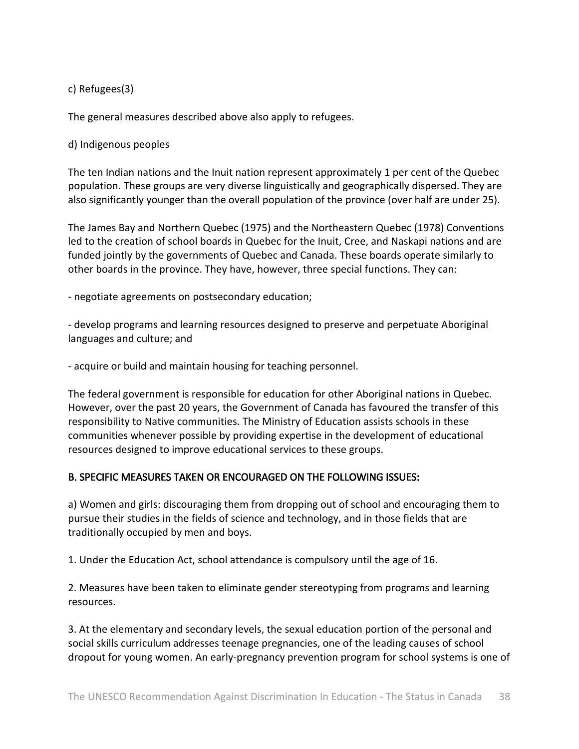c) Refugees(3)

The general measures described above also apply to refugees.

d) Indigenous peoples

The ten Indian nations and the Inuit nation represent approximately 1 per cent of the Quebec population. These groups are very diverse linguistically and geographically dispersed. They are also significantly younger than the overall population of the province (over half are under 25).

The James Bay and Northern Quebec (1975) and the Northeastern Quebec (1978) Conventions led to the creation of school boards in Quebec for the Inuit, Cree, and Naskapi nations and are funded jointly by the governments of Quebec and Canada. These boards operate similarly to other boards in the province. They have, however, three special functions. They can:

- negotiate agreements on postsecondary education;

- develop programs and learning resources designed to preserve and perpetuate Aboriginal languages and culture; and

- acquire or build and maintain housing for teaching personnel.

The federal government is responsible for education for other Aboriginal nations in Quebec. However, over the past 20 years, the Government of Canada has favoured the transfer of this responsibility to Native communities. The Ministry of Education assists schools in these communities whenever possible by providing expertise in the development of educational resources designed to improve educational services to these groups.

## B. SPECIFIC MEASURES TAKEN OR ENCOURAGED ON THE FOLLOWING ISSUES:

a) Women and girls: discouraging them from dropping out of school and encouraging them to pursue their studies in the fields of science and technology, and in those fields that are traditionally occupied by men and boys.

1. Under the Education Act, school attendance is compulsory until the age of 16.

2. Measures have been taken to eliminate gender stereotyping from programs and learning resources.

3. At the elementary and secondary levels, the sexual education portion of the personal and social skills curriculum addresses teenage pregnancies, one of the leading causes of school dropout for young women. An early-pregnancy prevention program for school systems is one of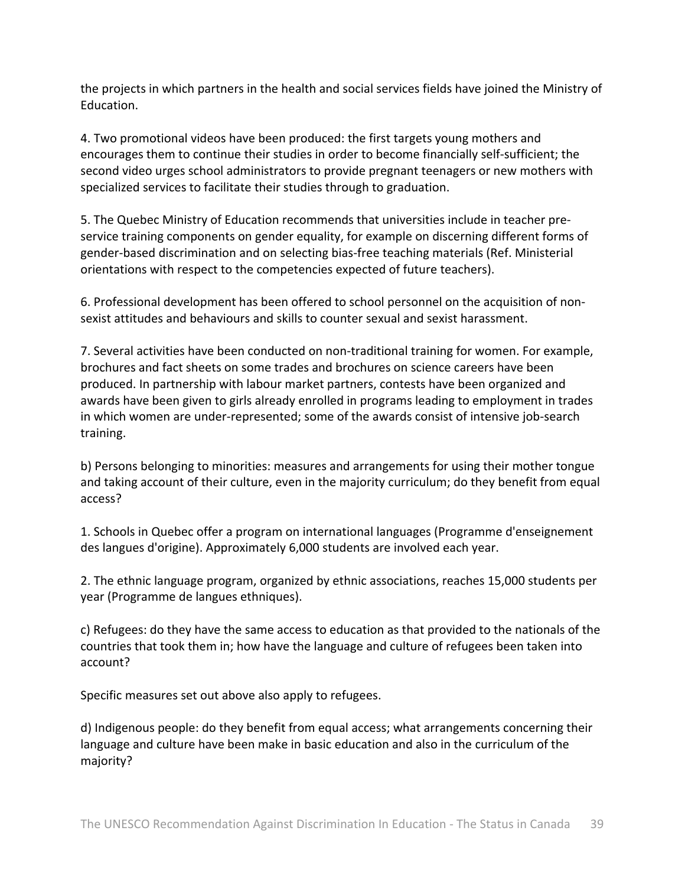the projects in which partners in the health and social services fields have joined the Ministry of Education.

4. Two promotional videos have been produced: the first targets young mothers and encourages them to continue their studies in order to become financially self-sufficient; the second video urges school administrators to provide pregnant teenagers or new mothers with specialized services to facilitate their studies through to graduation.

5. The Quebec Ministry of Education recommends that universities include in teacher pre-service training components on gender equality, for example on discerning different forms of gender-based discrimination and on selecting bias-free teaching materials (Ref. Ministerial orientations with respect to the competencies expected of future teachers).

6. Professional development has been offered to school personnel on the acquisition of non-sexist attitudes and behaviours and skills to counter sexual and sexist harassment.

7. Several activities have been conducted on non-traditional training for women. For example, brochures and fact sheets on some trades and brochures on science careers have been produced. In partnership with labour market partners, contests have been organized and awards have been given to girls already enrolled in programs leading to employment in trades in which women are under-represented; some of the awards consist of intensive job-search training.

b) Persons belonging to minorities: measures and arrangements for using their mother tongue and taking account of their culture, even in the majority curriculum; do they benefit from equal access?

1. Schools in Quebec offer a program on international languages (Programme d'enseignement des langues d'origine). Approximately 6,000 students are involved each year.

2. The ethnic language program, organized by ethnic associations, reaches 15,000 students per year (Programme de langues ethniques).

c) Refugees: do they have the same access to education as that provided to the nationals of the countries that took them in; how have the language and culture of refugees been taken into account?

Specific measures set out above also apply to refugees.

d) Indigenous people: do they benefit from equal access; what arrangements concerning their language and culture have been make in basic education and also in the curriculum of the majority?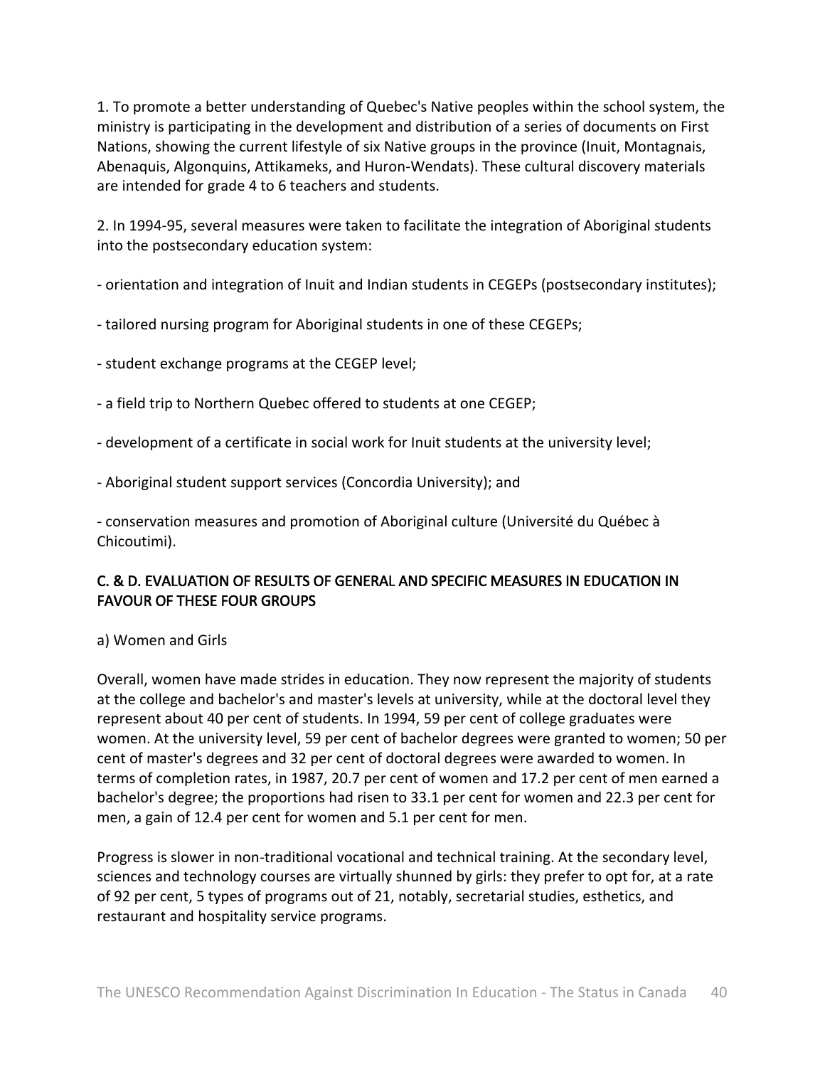1. To promote a better understanding of Quebec's Native peoples within the school system, the ministry is participating in the development and distribution of a series of documents on First Nations, showing the current lifestyle of six Native groups in the province (Inuit, Montagnais, Abenaquis, Algonquins, Attikameks, and Huron-Wendats). These cultural discovery materials are intended for grade 4 to 6 teachers and students.

2. In 1994-95, several measures were taken to facilitate the integration of Aboriginal students into the postsecondary education system:

- orientation and integration of Inuit and Indian students in CEGEPs (postsecondary institutes);

- tailored nursing program for Aboriginal students in one of these CEGEPs;

- student exchange programs at the CEGEP level;

- a field trip to Northern Quebec offered to students at one CEGEP;

- development of a certificate in social work for Inuit students at the university level;

- Aboriginal student support services (Concordia University); and

- conservation measures and promotion of Aboriginal culture (Université du Québec à Chicoutimi).

## C. & D. EVALUATION OF RESULTS OF GENERAL AND SPECIFIC MEASURES IN EDUCATION IN FAVOUR OF THESE FOUR GROUPS

a) Women and Girls

Overall, women have made strides in education. They now represent the majority of students at the college and bachelor's and master's levels at university, while at the doctoral level they represent about 40 per cent of students. In 1994, 59 per cent of college graduates were women. At the university level, 59 per cent of bachelor degrees were granted to women; 50 per cent of master's degrees and 32 per cent of doctoral degrees were awarded to women. In terms of completion rates, in 1987, 20.7 per cent of women and 17.2 per cent of men earned a bachelor's degree; the proportions had risen to 33.1 per cent for women and 22.3 per cent for men, a gain of 12.4 per cent for women and 5.1 per cent for men.

Progress is slower in non-traditional vocational and technical training. At the secondary level, sciences and technology courses are virtually shunned by girls: they prefer to opt for, at a rate of 92 per cent, 5 types of programs out of 21, notably, secretarial studies, esthetics, and restaurant and hospitality service programs.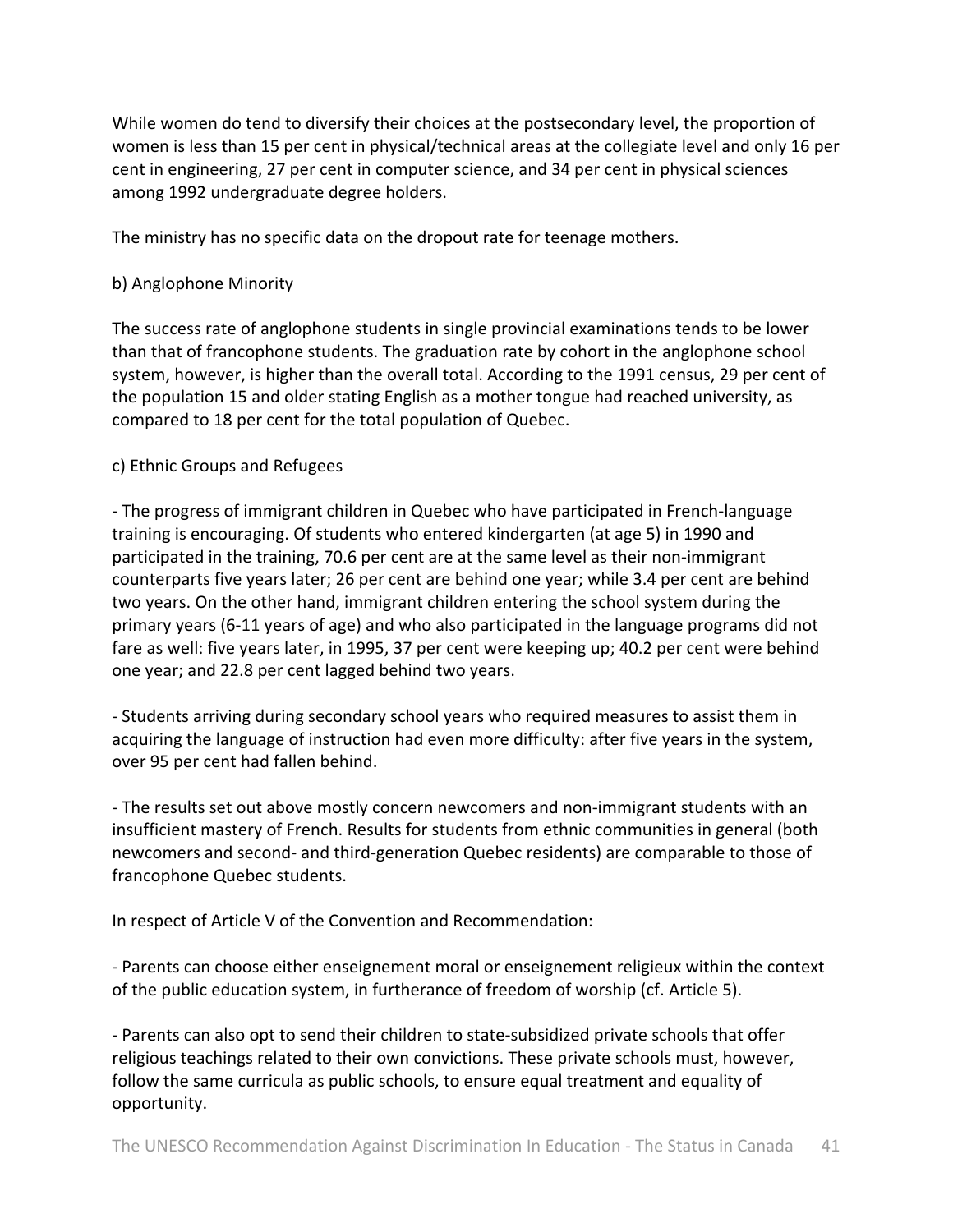While women do tend to diversify their choices at the postsecondary level, the proportion of women is less than 15 per cent in physical/technical areas at the collegiate level and only 16 per cent in engineering, 27 per cent in computer science, and 34 per cent in physical sciences among 1992 undergraduate degree holders.

The ministry has no specific data on the dropout rate for teenage mothers.

b) Anglophone Minority

The success rate of anglophone students in single provincial examinations tends to be lower than that of francophone students. The graduation rate by cohort in the anglophone school system, however, is higher than the overall total. According to the 1991 census, 29 per cent of the population 15 and older stating English as a mother tongue had reached university, as compared to 18 per cent for the total population of Quebec.

c) Ethnic Groups and Refugees

- The progress of immigrant children in Quebec who have participated in French-language training is encouraging. Of students who entered kindergarten (at age 5) in 1990 and participated in the training, 70.6 per cent are at the same level as their non-immigrant counterparts five years later; 26 per cent are behind one year; while 3.4 per cent are behind two years. On the other hand, immigrant children entering the school system during the primary years (6-11 years of age) and who also participated in the language programs did not fare as well: five years later, in 1995, 37 per cent were keeping up; 40.2 per cent were behind one year; and 22.8 per cent lagged behind two years.

- Students arriving during secondary school years who required measures to assist them in acquiring the language of instruction had even more difficulty: after five years in the system, over 95 per cent had fallen behind.

- The results set out above mostly concern newcomers and non-immigrant students with an insufficient mastery of French. Results for students from ethnic communities in general (both newcomers and second- and third-generation Quebec residents) are comparable to those of francophone Quebec students.

In respect of Article V of the Convention and Recommendation:

- Parents can choose either enseignement moral or enseignement religieux within the context of the public education system, in furtherance of freedom of worship (cf. Article 5).

- Parents can also opt to send their children to state-subsidized private schools that offer religious teachings related to their own convictions. These private schools must, however, follow the same curricula as public schools, to ensure equal treatment and equality of opportunity.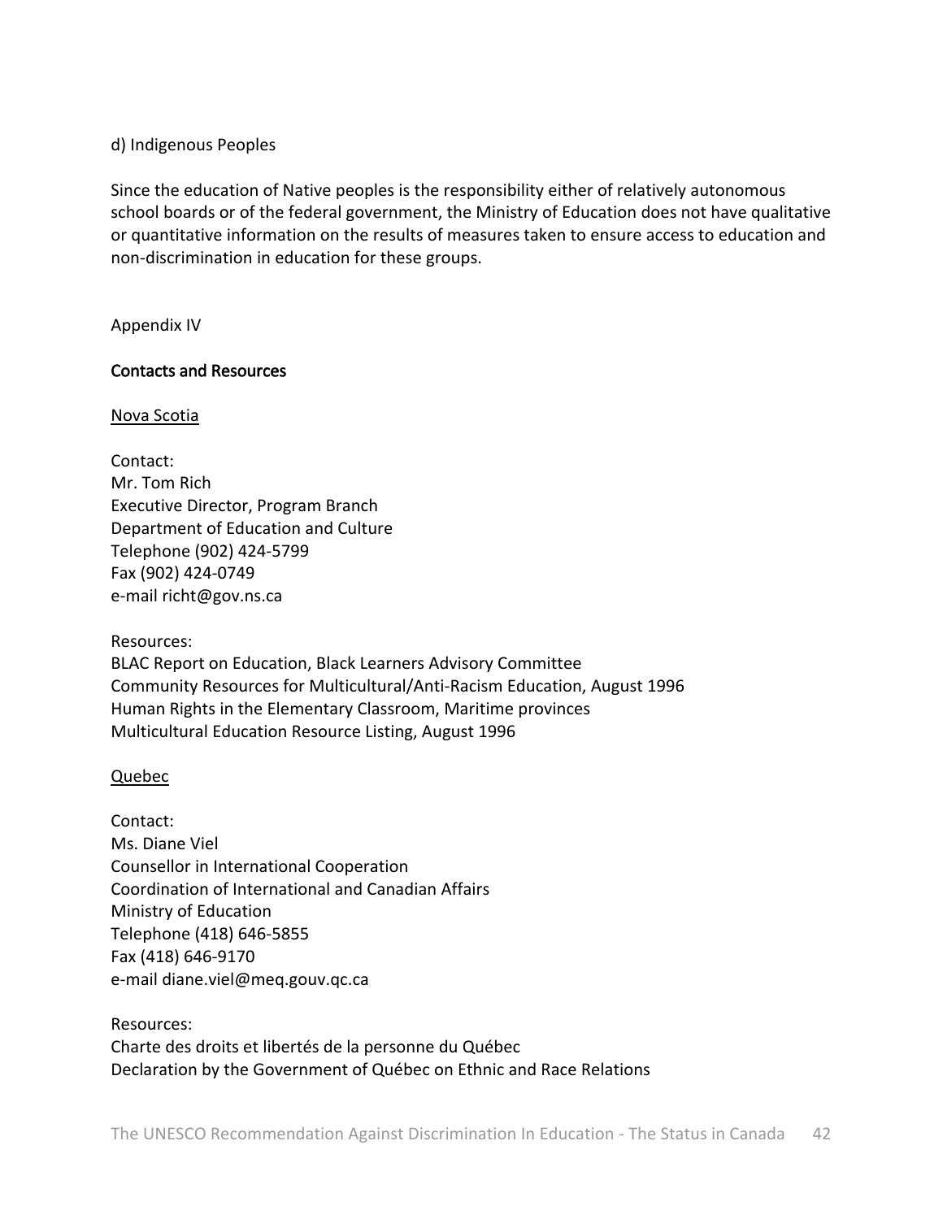d) Indigenous Peoples

Since the education of Native peoples is the responsibility either of relatively autonomous school boards or of the federal government, the Ministry of Education does not have qualitative or quantitative information on the results of measures taken to ensure access to education and non-discrimination in education for these groups.

Appendix IV

## Contacts and Resources

### Nova Scotia

Contact:
Mr. Tom Rich
Executive Director, Program Branch
Department of Education and Culture
Telephone (902) 424-5799
Fax (902) 424-0749
e-mail richt@gov.ns.ca

Resources:
BLAC Report on Education, Black Learners Advisory Committee
Community Resources for Multicultural/Anti-Racism Education, August 1996
Human Rights in the Elementary Classroom, Maritime provinces
Multicultural Education Resource Listing, August 1996

### Quebec

Contact:
Ms. Diane Viel
Counsellor in International Cooperation
Coordination of International and Canadian Affairs
Ministry of Education
Telephone (418) 646-5855
Fax (418) 646-9170
e-mail diane.viel@meq.gouv.qc.ca

Resources:
Charte des droits et libertés de la personne du Québec
Declaration by the Government of Québec on Ethnic and Race Relations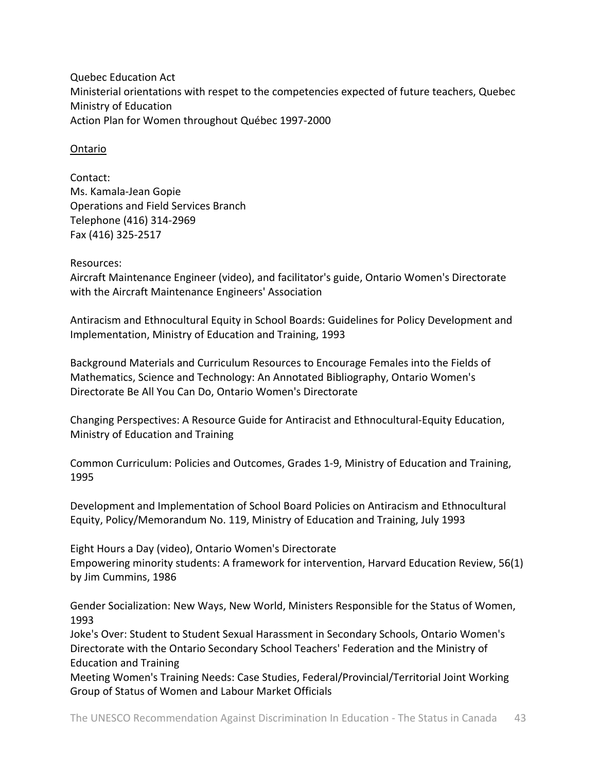Quebec Education Act
Ministerial orientations with respet to the competencies expected of future teachers, Quebec Ministry of Education
Action Plan for Women throughout Québec 1997-2000

<u>Ontario</u>

Contact:
Ms. Kamala-Jean Gopie
Operations and Field Services Branch
Telephone (416) 314-2969
Fax (416) 325-2517

Resources:
Aircraft Maintenance Engineer (video), and facilitator's guide, Ontario Women's Directorate with the Aircraft Maintenance Engineers' Association

Antiracism and Ethnocultural Equity in School Boards: Guidelines for Policy Development and Implementation, Ministry of Education and Training, 1993

Background Materials and Curriculum Resources to Encourage Females into the Fields of Mathematics, Science and Technology: An Annotated Bibliography, Ontario Women's Directorate Be All You Can Do, Ontario Women's Directorate

Changing Perspectives: A Resource Guide for Antiracist and Ethnocultural-Equity Education, Ministry of Education and Training

Common Curriculum: Policies and Outcomes, Grades 1-9, Ministry of Education and Training, 1995

Development and Implementation of School Board Policies on Antiracism and Ethnocultural Equity, Policy/Memorandum No. 119, Ministry of Education and Training, July 1993

Eight Hours a Day (video), Ontario Women's Directorate
Empowering minority students: A framework for intervention, Harvard Education Review, 56(1) by Jim Cummins, 1986

Gender Socialization: New Ways, New World, Ministers Responsible for the Status of Women, 1993
Joke's Over: Student to Student Sexual Harassment in Secondary Schools, Ontario Women's Directorate with the Ontario Secondary School Teachers' Federation and the Ministry of Education and Training
Meeting Women's Training Needs: Case Studies, Federal/Provincial/Territorial Joint Working Group of Status of Women and Labour Market Officials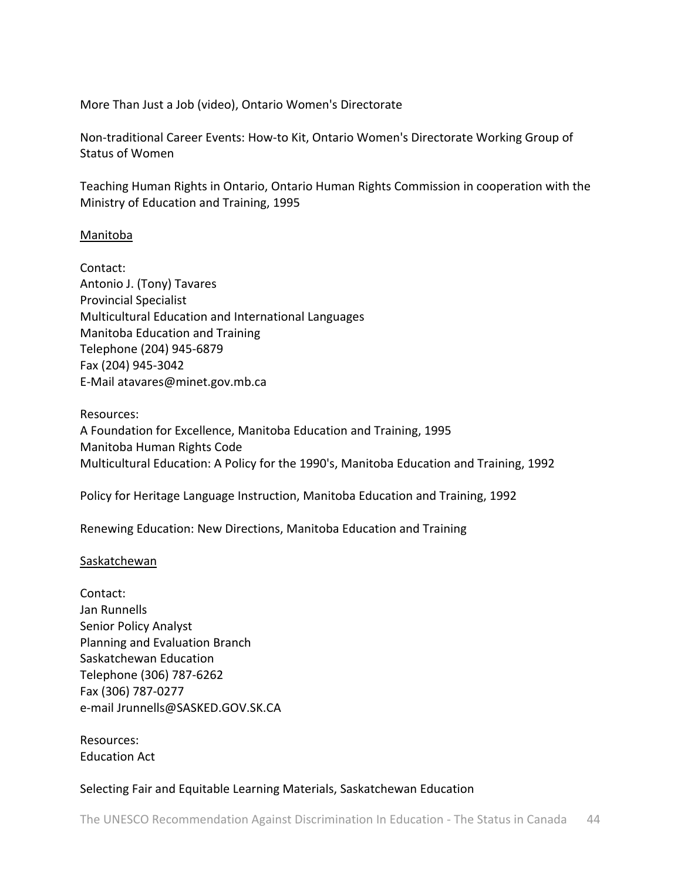More Than Just a Job (video), Ontario Women's Directorate

Non-traditional Career Events: How-to Kit, Ontario Women's Directorate Working Group of Status of Women

Teaching Human Rights in Ontario, Ontario Human Rights Commission in cooperation with the Ministry of Education and Training, 1995

Manitoba

Contact:
Antonio J. (Tony) Tavares
Provincial Specialist
Multicultural Education and International Languages
Manitoba Education and Training
Telephone (204) 945-6879
Fax (204) 945-3042
E-Mail atavares@minet.gov.mb.ca

Resources:
A Foundation for Excellence, Manitoba Education and Training, 1995
Manitoba Human Rights Code
Multicultural Education: A Policy for the 1990's, Manitoba Education and Training, 1992

Policy for Heritage Language Instruction, Manitoba Education and Training, 1992

Renewing Education: New Directions, Manitoba Education and Training

Saskatchewan

Contact:
Jan Runnells
Senior Policy Analyst
Planning and Evaluation Branch
Saskatchewan Education
Telephone (306) 787-6262
Fax (306) 787-0277
e-mail Jrunnells@SASKED.GOV.SK.CA

Resources:
Education Act

Selecting Fair and Equitable Learning Materials, Saskatchewan Education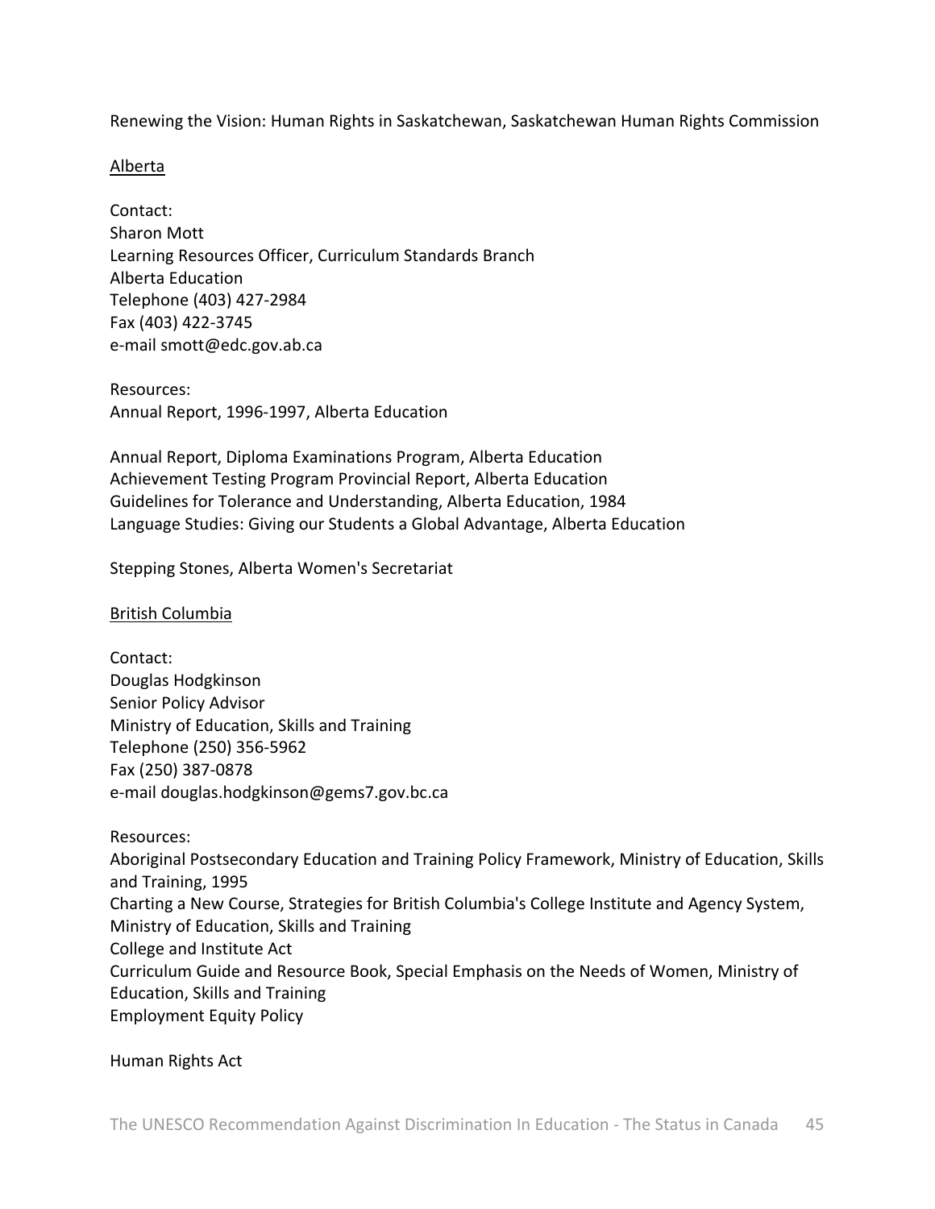Renewing the Vision: Human Rights in Saskatchewan, Saskatchewan Human Rights Commission

<u>Alberta</u>

Contact:
Sharon Mott
Learning Resources Officer, Curriculum Standards Branch
Alberta Education
Telephone (403) 427-2984
Fax (403) 422-3745
e-mail smott@edc.gov.ab.ca

Resources:
Annual Report, 1996-1997, Alberta Education

Annual Report, Diploma Examinations Program, Alberta Education
Achievement Testing Program Provincial Report, Alberta Education
Guidelines for Tolerance and Understanding, Alberta Education, 1984
Language Studies: Giving our Students a Global Advantage, Alberta Education

Stepping Stones, Alberta Women's Secretariat

<u>British Columbia</u>

Contact:
Douglas Hodgkinson
Senior Policy Advisor
Ministry of Education, Skills and Training
Telephone (250) 356-5962
Fax (250) 387-0878
e-mail douglas.hodgkinson@gems7.gov.bc.ca

Resources:
Aboriginal Postsecondary Education and Training Policy Framework, Ministry of Education, Skills and Training, 1995
Charting a New Course, Strategies for British Columbia's College Institute and Agency System, Ministry of Education, Skills and Training
College and Institute Act
Curriculum Guide and Resource Book, Special Emphasis on the Needs of Women, Ministry of Education, Skills and Training
Employment Equity Policy

Human Rights Act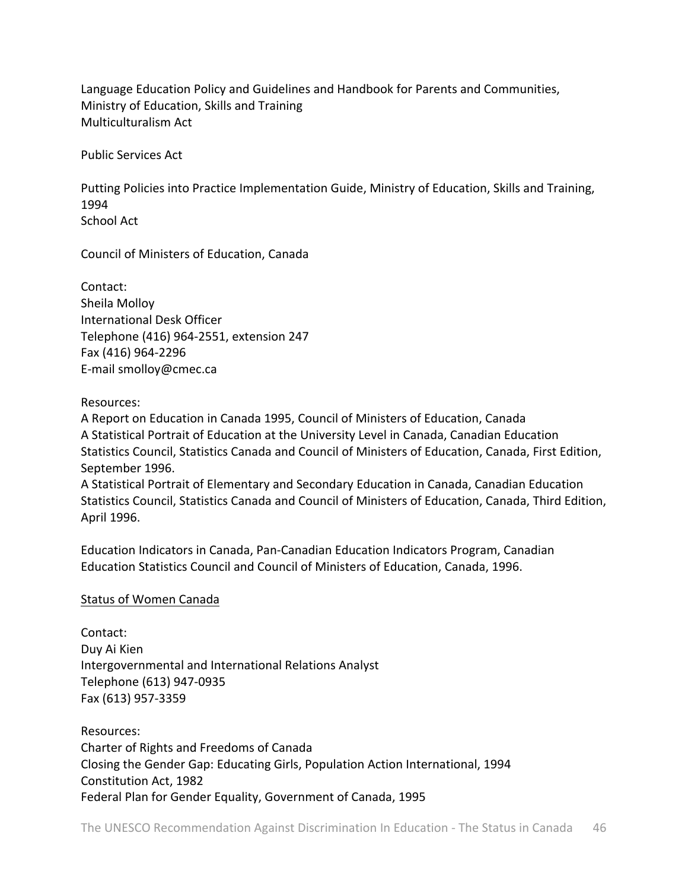Language Education Policy and Guidelines and Handbook for Parents and Communities, Ministry of Education, Skills and Training
Multiculturalism Act

Public Services Act

Putting Policies into Practice Implementation Guide, Ministry of Education, Skills and Training, 1994
School Act

Council of Ministers of Education, Canada

Contact:
Sheila Molloy
International Desk Officer
Telephone (416) 964-2551, extension 247
Fax (416) 964-2296
E-mail smolloy@cmec.ca

Resources:
A Report on Education in Canada 1995, Council of Ministers of Education, Canada
A Statistical Portrait of Education at the University Level in Canada, Canadian Education Statistics Council, Statistics Canada and Council of Ministers of Education, Canada, First Edition, September 1996.
A Statistical Portrait of Elementary and Secondary Education in Canada, Canadian Education Statistics Council, Statistics Canada and Council of Ministers of Education, Canada, Third Edition, April 1996.

Education Indicators in Canada, Pan-Canadian Education Indicators Program, Canadian Education Statistics Council and Council of Ministers of Education, Canada, 1996.

<u>Status of Women Canada</u>

Contact:
Duy Ai Kien
Intergovernmental and International Relations Analyst
Telephone (613) 947-0935
Fax (613) 957-3359

Resources:
Charter of Rights and Freedoms of Canada
Closing the Gender Gap: Educating Girls, Population Action International, 1994
Constitution Act, 1982
Federal Plan for Gender Equality, Government of Canada, 1995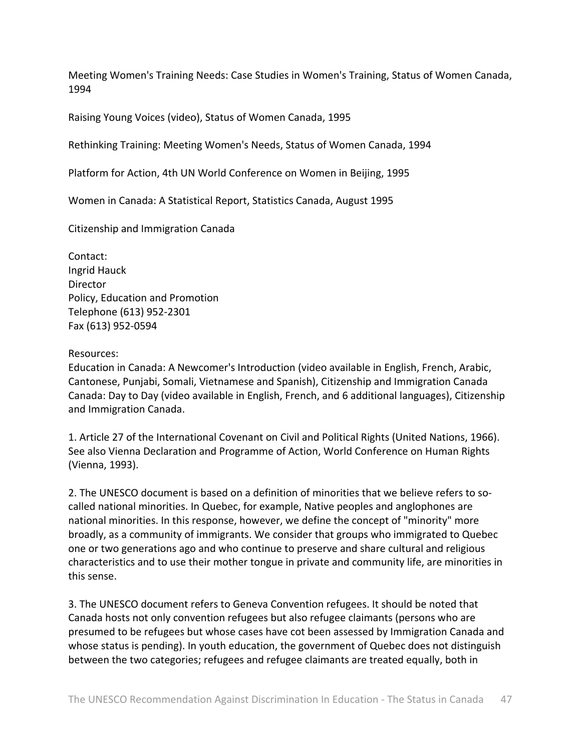Meeting Women's Training Needs: Case Studies in Women's Training, Status of Women Canada, 1994

Raising Young Voices (video), Status of Women Canada, 1995

Rethinking Training: Meeting Women's Needs, Status of Women Canada, 1994

Platform for Action, 4th UN World Conference on Women in Beijing, 1995

Women in Canada: A Statistical Report, Statistics Canada, August 1995

Citizenship and Immigration Canada

Contact:
Ingrid Hauck
Director
Policy, Education and Promotion
Telephone (613) 952-2301
Fax (613) 952-0594

Resources:
Education in Canada: A Newcomer's Introduction (video available in English, French, Arabic, Cantonese, Punjabi, Somali, Vietnamese and Spanish), Citizenship and Immigration Canada
Canada: Day to Day (video available in English, French, and 6 additional languages), Citizenship and Immigration Canada.

1. Article 27 of the International Covenant on Civil and Political Rights (United Nations, 1966). See also Vienna Declaration and Programme of Action, World Conference on Human Rights (Vienna, 1993).

2. The UNESCO document is based on a definition of minorities that we believe refers to so-called national minorities. In Quebec, for example, Native peoples and anglophones are national minorities. In this response, however, we define the concept of "minority" more broadly, as a community of immigrants. We consider that groups who immigrated to Quebec one or two generations ago and who continue to preserve and share cultural and religious characteristics and to use their mother tongue in private and community life, are minorities in this sense.

3. The UNESCO document refers to Geneva Convention refugees. It should be noted that Canada hosts not only convention refugees but also refugee claimants (persons who are presumed to be refugees but whose cases have cot been assessed by Immigration Canada and whose status is pending). In youth education, the government of Quebec does not distinguish between the two categories; refugees and refugee claimants are treated equally, both in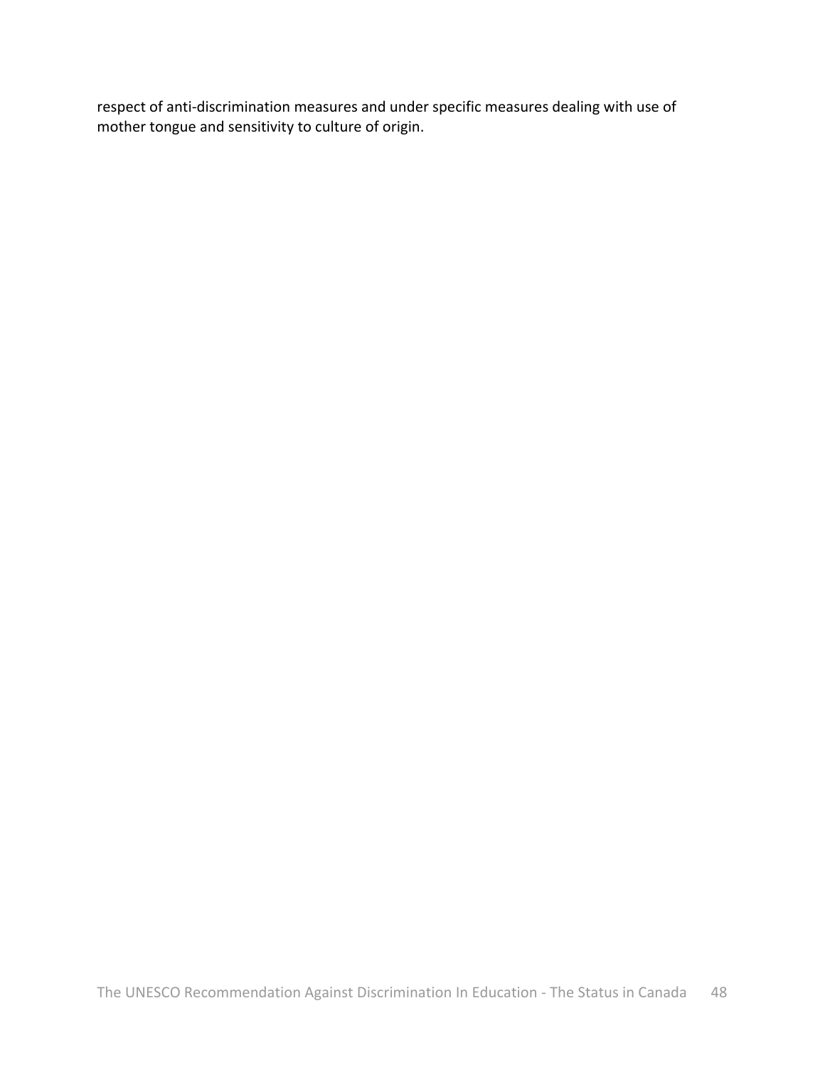respect of anti-discrimination measures and under specific measures dealing with use of mother tongue and sensitivity to culture of origin.